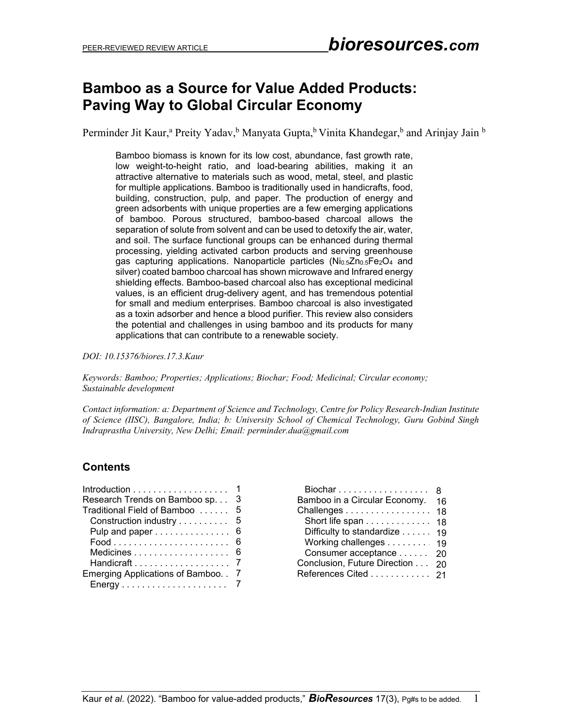# Bamboo as a Source for Value Added Products: Paving Way to Global Circular Economy

Perminder Jit Kaur,[a] Preity Yadav,[b] Manyata Gupta,[b] Vinita Khandegar,[b] and Arinjay Jain [b]

Bamboo biomass is known for its low cost, abundance, fast growth rate, low weight-to-height ratio, and load-bearing abilities, making it an attractive alternative to materials such as wood, metal, steel, and plastic for multiple applications. Bamboo is traditionally used in handicrafts, food, building, construction, pulp, and paper. The production of energy and green adsorbents with unique properties are a few emerging applications of bamboo. Porous structured, bamboo-based charcoal allows the separation of solute from solvent and can be used to detoxify the air, water, and soil. The surface functional groups can be enhanced during thermal processing, yielding activated carbon products and serving greenhouse gas capturing applications. Nanoparticle particles ($Ni_{0.5}Zn_{0.5}Fe_2O_4$ and silver) coated bamboo charcoal has shown microwave and Infrared energy shielding effects. Bamboo-based charcoal also has exceptional medicinal values, is an efficient drug-delivery agent, and has tremendous potential for small and medium enterprises. Bamboo charcoal is also investigated as a toxin adsorber and hence a blood purifier. This review also considers the potential and challenges in using bamboo and its products for many applications that can contribute to a renewable society.

*DOI: 10.15376/biores.17.3.Kaur*

*Keywords: Bamboo; Properties; Applications; Biochar; Food; Medicinal; Circular economy; Sustainable development*

*Contact information: a: Department of Science and Technology, Centre for Policy Research-Indian Institute of Science (IISC), Bangalore, India; b: University School of Chemical Technology, Guru Gobind Singh Indraprastha University, New Delhi; Email: perminder.dua@gmail.com*

## Contents

- Introduction . . . 1
- Research Trends on Bamboo sp. . . . 3
- Traditional Field of Bamboo . . . 5
  - Construction industry . . . 5
  - Pulp and paper . . . 6
  - Food . . . 6
  - Medicines . . . 6
  - Handicraft . . . 7
- Emerging Applications of Bamboo. . . 7
  - Energy . . . 7
  - Biochar . . . 8
- Bamboo in a Circular Economy. . . 16
- Challenges . . . 18
  - Short life span . . . 18
  - Difficulty to standardize . . . 19
  - Working challenges . . . 19
  - Consumer acceptance . . . 20
- Conclusion, Future Direction . . . 20
- References Cited . . . 21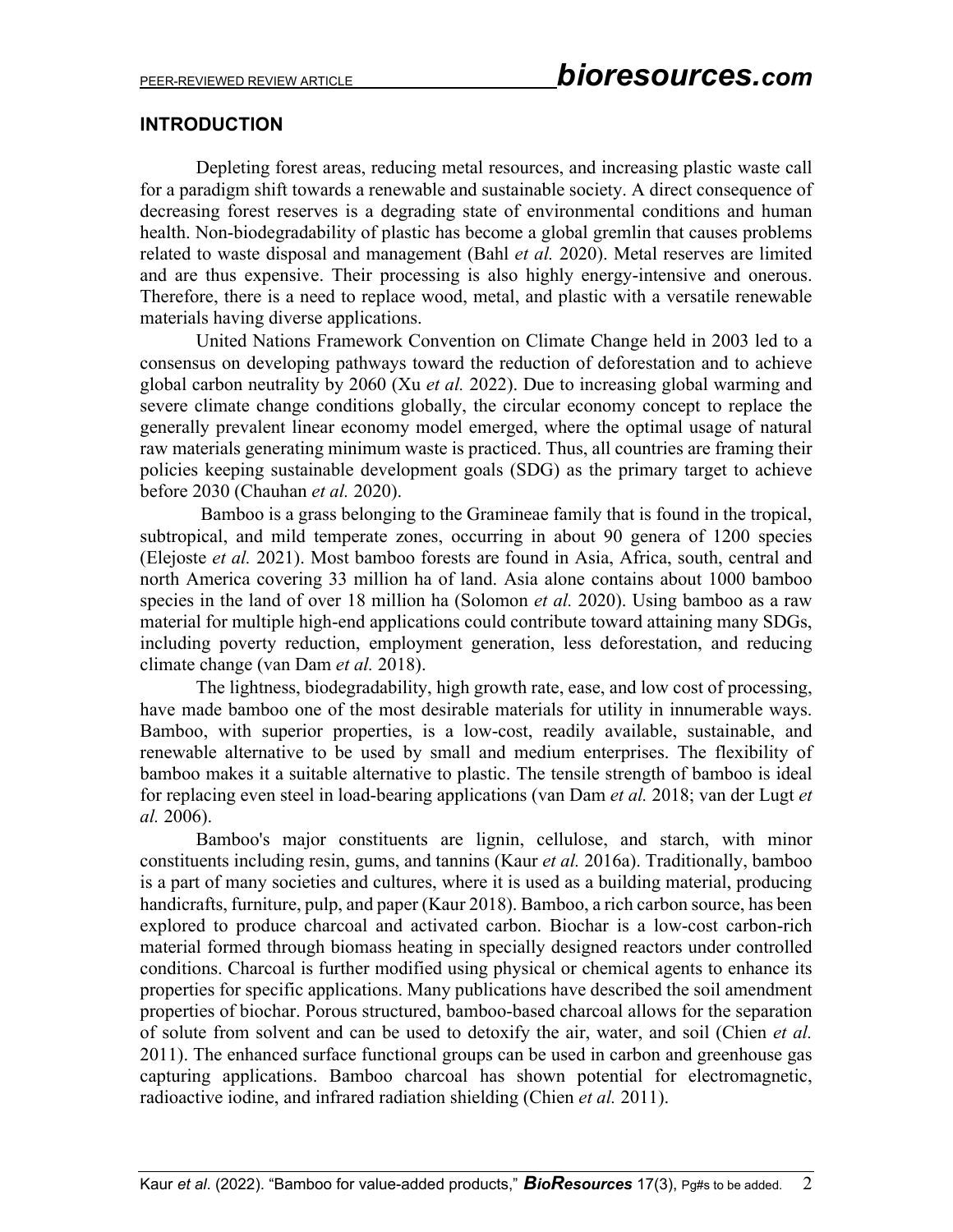## INTRODUCTION

Depleting forest areas, reducing metal resources, and increasing plastic waste call for a paradigm shift towards a renewable and sustainable society. A direct consequence of decreasing forest reserves is a degrading state of environmental conditions and human health. Non-biodegradability of plastic has become a global gremlin that causes problems related to waste disposal and management (Bahl *et al.* 2020). Metal reserves are limited and are thus expensive. Their processing is also highly energy-intensive and onerous. Therefore, there is a need to replace wood, metal, and plastic with a versatile renewable materials having diverse applications.

United Nations Framework Convention on Climate Change held in 2003 led to a consensus on developing pathways toward the reduction of deforestation and to achieve global carbon neutrality by 2060 (Xu *et al.* 2022). Due to increasing global warming and severe climate change conditions globally, the circular economy concept to replace the generally prevalent linear economy model emerged, where the optimal usage of natural raw materials generating minimum waste is practiced. Thus, all countries are framing their policies keeping sustainable development goals (SDG) as the primary target to achieve before 2030 (Chauhan *et al.* 2020).

Bamboo is a grass belonging to the Gramineae family that is found in the tropical, subtropical, and mild temperate zones, occurring in about 90 genera of 1200 species (Elejoste *et al.* 2021). Most bamboo forests are found in Asia, Africa, south, central and north America covering 33 million ha of land. Asia alone contains about 1000 bamboo species in the land of over 18 million ha (Solomon *et al.* 2020). Using bamboo as a raw material for multiple high-end applications could contribute toward attaining many SDGs, including poverty reduction, employment generation, less deforestation, and reducing climate change (van Dam *et al.* 2018).

The lightness, biodegradability, high growth rate, ease, and low cost of processing, have made bamboo one of the most desirable materials for utility in innumerable ways. Bamboo, with superior properties, is a low-cost, readily available, sustainable, and renewable alternative to be used by small and medium enterprises. The flexibility of bamboo makes it a suitable alternative to plastic. The tensile strength of bamboo is ideal for replacing even steel in load-bearing applications (van Dam *et al.* 2018; van der Lugt *et al.* 2006).

Bamboo's major constituents are lignin, cellulose, and starch, with minor constituents including resin, gums, and tannins (Kaur *et al.* 2016a). Traditionally, bamboo is a part of many societies and cultures, where it is used as a building material, producing handicrafts, furniture, pulp, and paper (Kaur 2018). Bamboo, a rich carbon source, has been explored to produce charcoal and activated carbon. Biochar is a low-cost carbon-rich material formed through biomass heating in specially designed reactors under controlled conditions. Charcoal is further modified using physical or chemical agents to enhance its properties for specific applications. Many publications have described the soil amendment properties of biochar. Porous structured, bamboo-based charcoal allows for the separation of solute from solvent and can be used to detoxify the air, water, and soil (Chien *et al.* 2011). The enhanced surface functional groups can be used in carbon and greenhouse gas capturing applications. Bamboo charcoal has shown potential for electromagnetic, radioactive iodine, and infrared radiation shielding (Chien *et al.* 2011).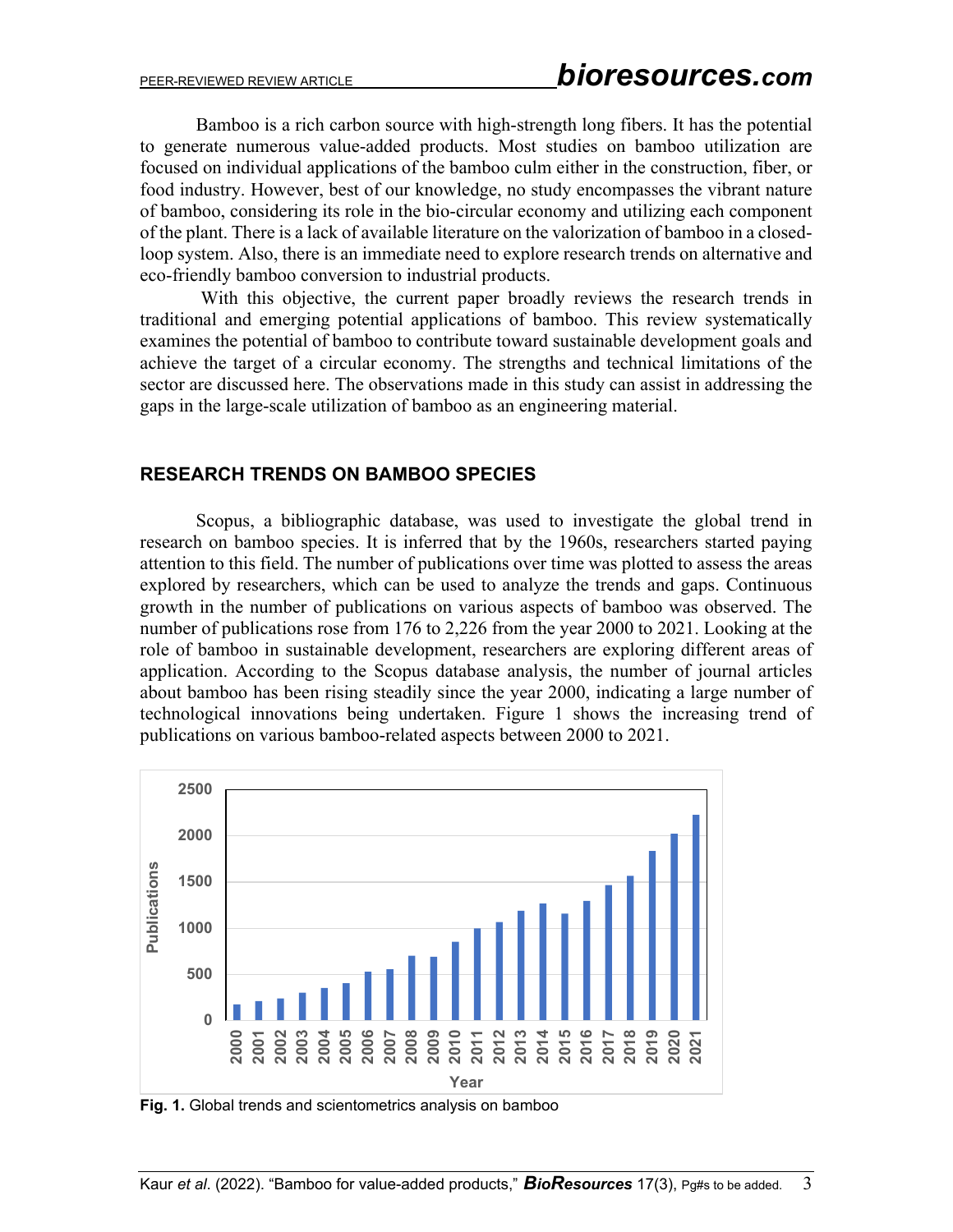Bamboo is a rich carbon source with high-strength long fibers. It has the potential to generate numerous value-added products. Most studies on bamboo utilization are focused on individual applications of the bamboo culm either in the construction, fiber, or food industry. However, best of our knowledge, no study encompasses the vibrant nature of bamboo, considering its role in the bio-circular economy and utilizing each component of the plant. There is a lack of available literature on the valorization of bamboo in a closed-loop system. Also, there is an immediate need to explore research trends on alternative and eco-friendly bamboo conversion to industrial products.

With this objective, the current paper broadly reviews the research trends in traditional and emerging potential applications of bamboo. This review systematically examines the potential of bamboo to contribute toward sustainable development goals and achieve the target of a circular economy. The strengths and technical limitations of the sector are discussed here. The observations made in this study can assist in addressing the gaps in the large-scale utilization of bamboo as an engineering material.

## RESEARCH TRENDS ON BAMBOO SPECIES

Scopus, a bibliographic database, was used to investigate the global trend in research on bamboo species. It is inferred that by the 1960s, researchers started paying attention to this field. The number of publications over time was plotted to assess the areas explored by researchers, which can be used to analyze the trends and gaps. Continuous growth in the number of publications on various aspects of bamboo was observed. The number of publications rose from 176 to 2,226 from the year 2000 to 2021. Looking at the role of bamboo in sustainable development, researchers are exploring different areas of application. According to the Scopus database analysis, the number of journal articles about bamboo has been rising steadily since the year 2000, indicating a large number of technological innovations being undertaken. Figure 1 shows the increasing trend of publications on various bamboo-related aspects between 2000 to 2021.

**Fig. 1.** Global trends and scientometrics analysis on bamboo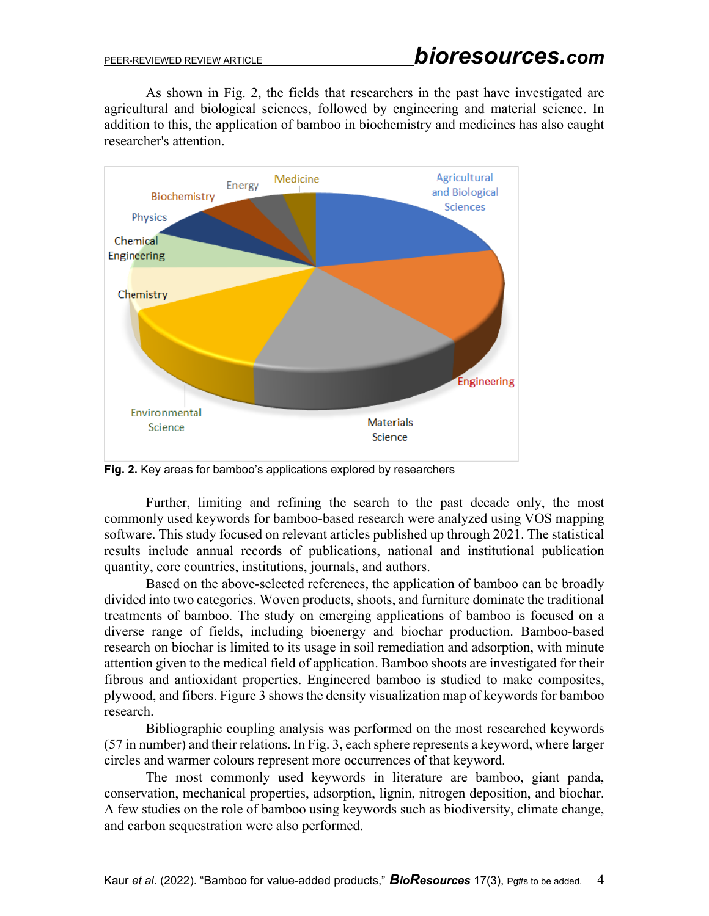As shown in Fig. 2, the fields that researchers in the past have investigated are agricultural and biological sciences, followed by engineering and material science. In addition to this, the application of bamboo in biochemistry and medicines has also caught researcher's attention.

**Fig. 2.** Key areas for bamboo's applications explored by researchers

Further, limiting and refining the search to the past decade only, the most commonly used keywords for bamboo-based research were analyzed using VOS mapping software. This study focused on relevant articles published up through 2021. The statistical results include annual records of publications, national and institutional publication quantity, core countries, institutions, journals, and authors.

Based on the above-selected references, the application of bamboo can be broadly divided into two categories. Woven products, shoots, and furniture dominate the traditional treatments of bamboo. The study on emerging applications of bamboo is focused on a diverse range of fields, including bioenergy and biochar production. Bamboo-based research on biochar is limited to its usage in soil remediation and adsorption, with minute attention given to the medical field of application. Bamboo shoots are investigated for their fibrous and antioxidant properties. Engineered bamboo is studied to make composites, plywood, and fibers. Figure 3 shows the density visualization map of keywords for bamboo research.

Bibliographic coupling analysis was performed on the most researched keywords (57 in number) and their relations. In Fig. 3, each sphere represents a keyword, where larger circles and warmer colours represent more occurrences of that keyword.

The most commonly used keywords in literature are bamboo, giant panda, conservation, mechanical properties, adsorption, lignin, nitrogen deposition, and biochar. A few studies on the role of bamboo using keywords such as biodiversity, climate change, and carbon sequestration were also performed.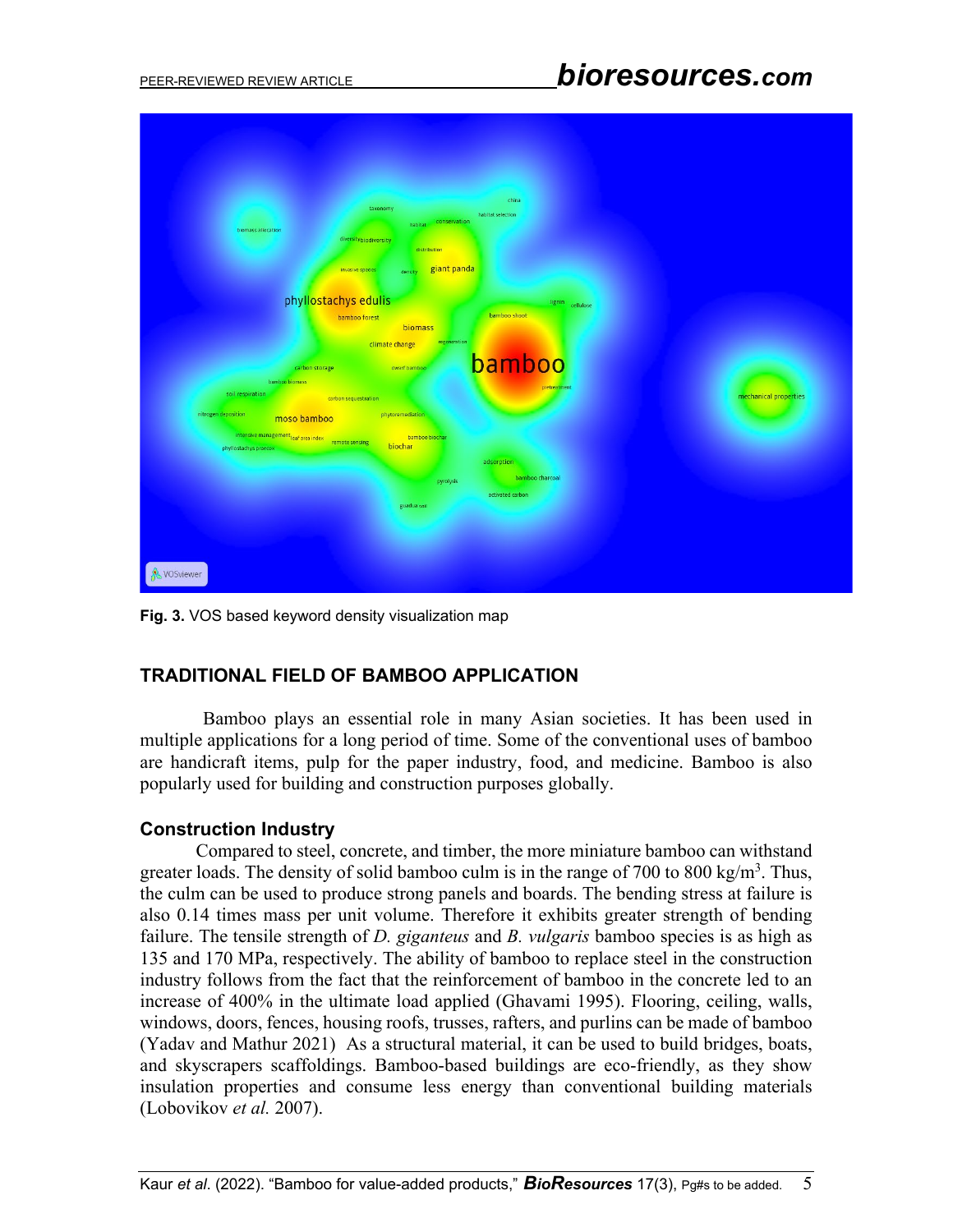Fig. 3. VOS based keyword density visualization map

## TRADITIONAL FIELD OF BAMBOO APPLICATION

Bamboo plays an essential role in many Asian societies. It has been used in multiple applications for a long period of time. Some of the conventional uses of bamboo are handicraft items, pulp for the paper industry, food, and medicine. Bamboo is also popularly used for building and construction purposes globally.

### Construction Industry

Compared to steel, concrete, and timber, the more miniature bamboo can withstand greater loads. The density of solid bamboo culm is in the range of 700 to 800 kg/m$^3$. Thus, the culm can be used to produce strong panels and boards. The bending stress at failure is also 0.14 times mass per unit volume. Therefore it exhibits greater strength of bending failure. The tensile strength of *D. giganteus* and *B. vulgaris* bamboo species is as high as 135 and 170 MPa, respectively. The ability of bamboo to replace steel in the construction industry follows from the fact that the reinforcement of bamboo in the concrete led to an increase of 400% in the ultimate load applied (Ghavami 1995). Flooring, ceiling, walls, windows, doors, fences, housing roofs, trusses, rafters, and purlins can be made of bamboo (Yadav and Mathur 2021) As a structural material, it can be used to build bridges, boats, and skyscrapers scaffoldings. Bamboo-based buildings are eco-friendly, as they show insulation properties and consume less energy than conventional building materials (Lobovikov *et al.* 2007).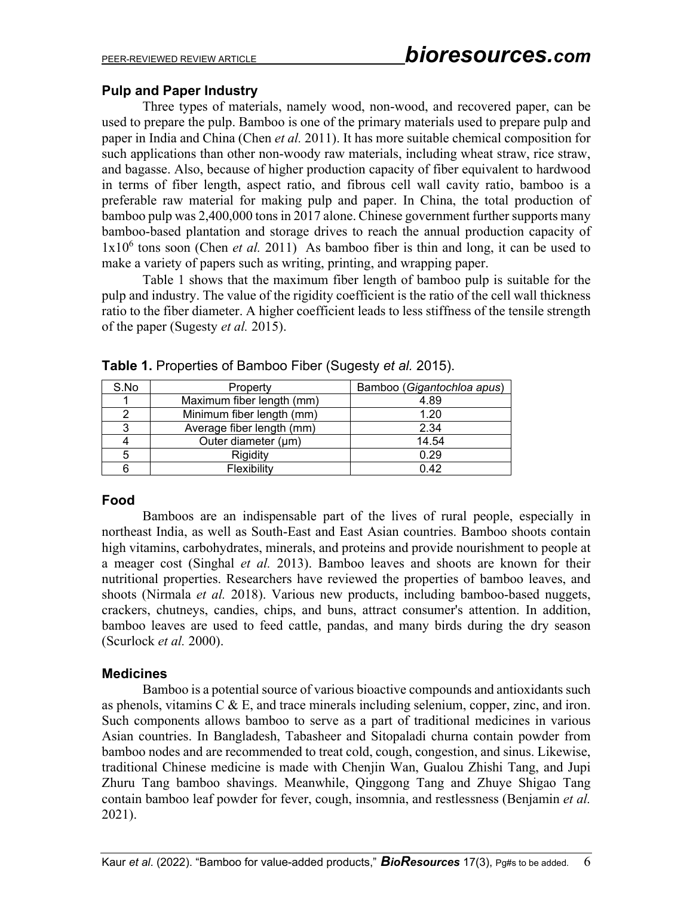### Pulp and Paper Industry

Three types of materials, namely wood, non-wood, and recovered paper, can be used to prepare the pulp. Bamboo is one of the primary materials used to prepare pulp and paper in India and China (Chen *et al.* 2011). It has more suitable chemical composition for such applications than other non-woody raw materials, including wheat straw, rice straw, and bagasse. Also, because of higher production capacity of fiber equivalent to hardwood in terms of fiber length, aspect ratio, and fibrous cell wall cavity ratio, bamboo is a preferable raw material for making pulp and paper. In China, the total production of bamboo pulp was 2,400,000 tons in 2017 alone. Chinese government further supports many bamboo-based plantation and storage drives to reach the annual production capacity of $1\text{x}10^6$ tons soon (Chen *et al.* 2011) As bamboo fiber is thin and long, it can be used to make a variety of papers such as writing, printing, and wrapping paper.

Table 1 shows that the maximum fiber length of bamboo pulp is suitable for the pulp and industry. The value of the rigidity coefficient is the ratio of the cell wall thickness ratio to the fiber diameter. A higher coefficient leads to less stiffness of the tensile strength of the paper (Sugesty *et al.* 2015).

**Table 1.** Properties of Bamboo Fiber (Sugesty *et al.* 2015).

| S.No | Property | Bamboo (*Gigantochloa apus*) |
|---|---|---|
| 1 | Maximum fiber length (mm) | 4.89 |
| 2 | Minimum fiber length (mm) | 1.20 |
| 3 | Average fiber length (mm) | 2.34 |
| 4 | Outer diameter (μm) | 14.54 |
| 5 | Rigidity | 0.29 |
| 6 | Flexibility | 0.42 |

### Food

Bamboos are an indispensable part of the lives of rural people, especially in northeast India, as well as South-East and East Asian countries. Bamboo shoots contain high vitamins, carbohydrates, minerals, and proteins and provide nourishment to people at a meager cost (Singhal *et al.* 2013). Bamboo leaves and shoots are known for their nutritional properties. Researchers have reviewed the properties of bamboo leaves, and shoots (Nirmala *et al.* 2018). Various new products, including bamboo-based nuggets, crackers, chutneys, candies, chips, and buns, attract consumer's attention. In addition, bamboo leaves are used to feed cattle, pandas, and many birds during the dry season (Scurlock *et al.* 2000).

### Medicines

Bamboo is a potential source of various bioactive compounds and antioxidants such as phenols, vitamins C & E, and trace minerals including selenium, copper, zinc, and iron. Such components allows bamboo to serve as a part of traditional medicines in various Asian countries. In Bangladesh, Tabasheer and Sitopaladi churna contain powder from bamboo nodes and are recommended to treat cold, cough, congestion, and sinus. Likewise, traditional Chinese medicine is made with Chenjin Wan, Gualou Zhishi Tang, and Jupi Zhuru Tang bamboo shavings. Meanwhile, Qinggong Tang and Zhuye Shigao Tang contain bamboo leaf powder for fever, cough, insomnia, and restlessness (Benjamin *et al.* 2021).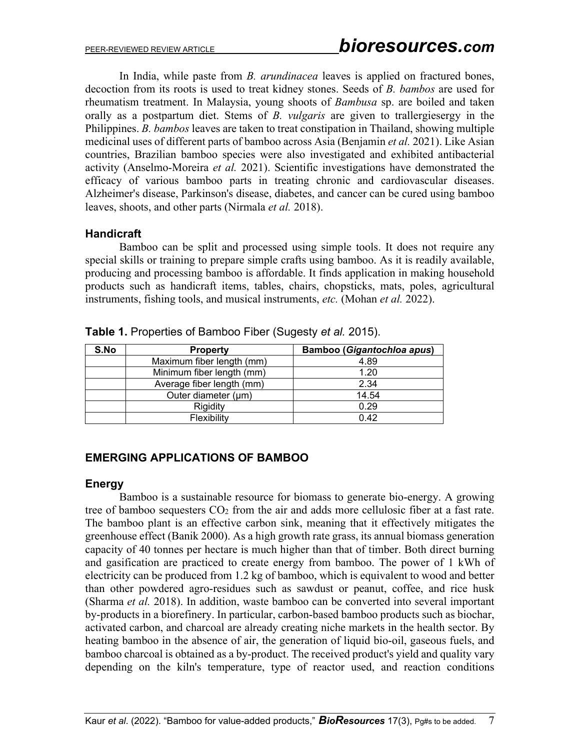In India, while paste from *B. arundinacea* leaves is applied on fractured bones, decoction from its roots is used to treat kidney stones. Seeds of *B. bambos* are used for rheumatism treatment. In Malaysia, young shoots of *Bambusa* sp. are boiled and taken orally as a postpartum diet. Stems of *B. vulgaris* are given to trallergiesergy in the Philippines. *B. bambos* leaves are taken to treat constipation in Thailand, showing multiple medicinal uses of different parts of bamboo across Asia (Benjamin *et al.* 2021). Like Asian countries, Brazilian bamboo species were also investigated and exhibited antibacterial activity (Anselmo-Moreira *et al.* 2021). Scientific investigations have demonstrated the efficacy of various bamboo parts in treating chronic and cardiovascular diseases. Alzheimer's disease, Parkinson's disease, diabetes, and cancer can be cured using bamboo leaves, shoots, and other parts (Nirmala *et al.* 2018).

### Handicraft

Bamboo can be split and processed using simple tools. It does not require any special skills or training to prepare simple crafts using bamboo. As it is readily available, producing and processing bamboo is affordable. It finds application in making household products such as handicraft items, tables, chairs, chopsticks, mats, poles, agricultural instruments, fishing tools, and musical instruments, *etc.* (Mohan *et al.* 2022).

**Table 1.** Properties of Bamboo Fiber (Sugesty *et al.* 2015).

| S.No | Property | Bamboo (*Gigantochloa apus*) |
|---|---|---|
| | Maximum fiber length (mm) | 4.89 |
| | Minimum fiber length (mm) | 1.20 |
| | Average fiber length (mm) | 2.34 |
| | Outer diameter (μm) | 14.54 |
| | Rigidity | 0.29 |
| | Flexibility | 0.42 |

## EMERGING APPLICATIONS OF BAMBOO

### Energy

Bamboo is a sustainable resource for biomass to generate bio-energy. A growing tree of bamboo sequesters $CO_2$ from the air and adds more cellulosic fiber at a fast rate. The bamboo plant is an effective carbon sink, meaning that it effectively mitigates the greenhouse effect (Banik 2000). As a high growth rate grass, its annual biomass generation capacity of 40 tonnes per hectare is much higher than that of timber. Both direct burning and gasification are practiced to create energy from bamboo. The power of 1 kWh of electricity can be produced from 1.2 kg of bamboo, which is equivalent to wood and better than other powdered agro-residues such as sawdust or peanut, coffee, and rice husk (Sharma *et al.* 2018). In addition, waste bamboo can be converted into several important by-products in a biorefinery. In particular, carbon-based bamboo products such as biochar, activated carbon, and charcoal are already creating niche markets in the health sector. By heating bamboo in the absence of air, the generation of liquid bio-oil, gaseous fuels, and bamboo charcoal is obtained as a by-product. The received product's yield and quality vary depending on the kiln's temperature, type of reactor used, and reaction conditions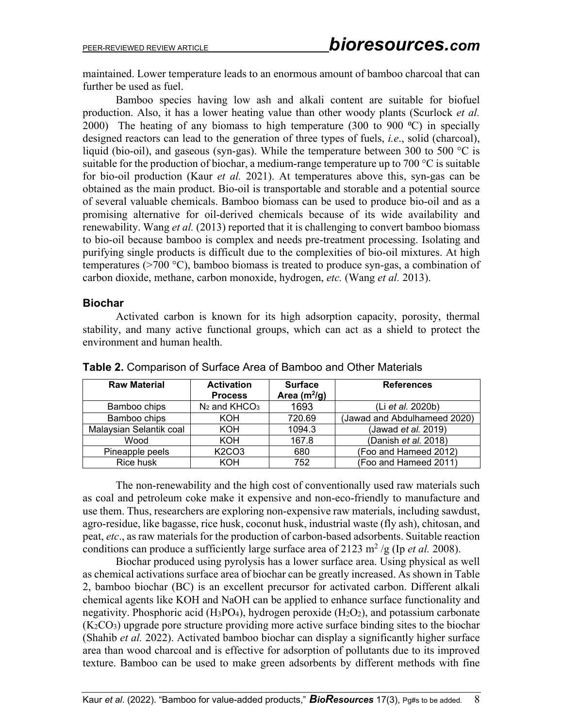maintained. Lower temperature leads to an enormous amount of bamboo charcoal that can further be used as fuel.

Bamboo species having low ash and alkali content are suitable for biofuel production. Also, it has a lower heating value than other woody plants (Scurlock *et al.* 2000) The heating of any biomass to high temperature (300 to 900 ºC) in specially designed reactors can lead to the generation of three types of fuels, *i.e*., solid (charcoal), liquid (bio-oil), and gaseous (syn-gas). While the temperature between 300 to 500 °C is suitable for the production of biochar, a medium-range temperature up to 700 °C is suitable for bio-oil production (Kaur *et al.* 2021). At temperatures above this, syn-gas can be obtained as the main product. Bio-oil is transportable and storable and a potential source of several valuable chemicals. Bamboo biomass can be used to produce bio-oil and as a promising alternative for oil-derived chemicals because of its wide availability and renewability. Wang *et al.* (2013) reported that it is challenging to convert bamboo biomass to bio-oil because bamboo is complex and needs pre-treatment processing. Isolating and purifying single products is difficult due to the complexities of bio-oil mixtures. At high temperatures (>700 °C), bamboo biomass is treated to produce syn-gas, a combination of carbon dioxide, methane, carbon monoxide, hydrogen, *etc.* (Wang *et al.* 2013).

### Biochar

Activated carbon is known for its high adsorption capacity, porosity, thermal stability, and many active functional groups, which can act as a shield to protect the environment and human health.

**Table 2.** Comparison of Surface Area of Bamboo and Other Materials

| Raw Material | Activation Process | Surface Area ($m^2$/g) | References |
|---|---|---|---|
| Bamboo chips | $N_2$ and $KHCO_3$ | 1693 | (Li *et al.* 2020b) |
| Bamboo chips | KOH | 720.69 | (Jawad and Abdulhameed 2020) |
| Malaysian Selantik coal | KOH | 1094.3 | (Jawad *et al.* 2019) |
| Wood | KOH | 167.8 | (Danish *et al.* 2018) |
| Pineapple peels | K2CO3 | 680 | (Foo and Hameed 2012) |
| Rice husk | KOH | 752 | (Foo and Hameed 2011) |

The non-renewability and the high cost of conventionally used raw materials such as coal and petroleum coke make it expensive and non-eco-friendly to manufacture and use them. Thus, researchers are exploring non-expensive raw materials, including sawdust, agro-residue, like bagasse, rice husk, coconut husk, industrial waste (fly ash), chitosan, and peat, *etc*., as raw materials for the production of carbon-based adsorbents. Suitable reaction conditions can produce a sufficiently large surface area of 2123 $m^2$ /g (Ip *et al.* 2008).

Biochar produced using pyrolysis has a lower surface area. Using physical as well as chemical activations surface area of biochar can be greatly increased. As shown in Table 2, bamboo biochar (BC) is an excellent precursor for activated carbon. Different alkali chemical agents like KOH and NaOH can be applied to enhance surface functionality and negativity. Phosphoric acid ($H_3PO_4$), hydrogen peroxide ($H_2O_2$), and potassium carbonate ($K_2CO_3$) upgrade pore structure providing more active surface binding sites to the biochar (Shahib *et al.* 2022). Activated bamboo biochar can display a significantly higher surface area than wood charcoal and is effective for adsorption of pollutants due to its improved texture. Bamboo can be used to make green adsorbents by different methods with fine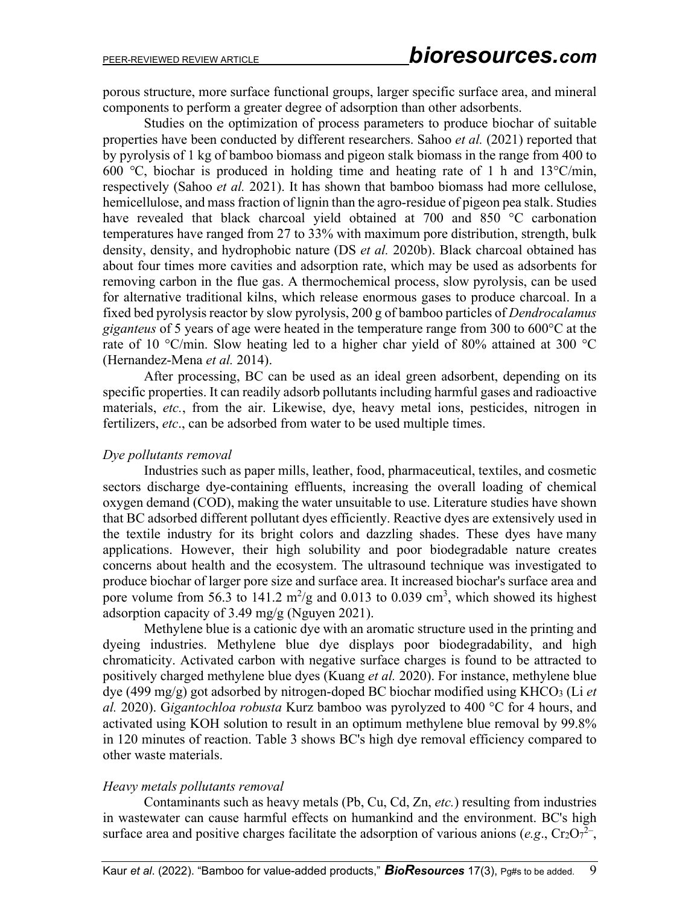porous structure, more surface functional groups, larger specific surface area, and mineral components to perform a greater degree of adsorption than other adsorbents.

Studies on the optimization of process parameters to produce biochar of suitable properties have been conducted by different researchers. Sahoo *et al.* (2021) reported that by pyrolysis of 1 kg of bamboo biomass and pigeon stalk biomass in the range from 400 to 600 °C, biochar is produced in holding time and heating rate of 1 h and 13°C/min, respectively (Sahoo *et al.* 2021). It has shown that bamboo biomass had more cellulose, hemicellulose, and mass fraction of lignin than the agro-residue of pigeon pea stalk. Studies have revealed that black charcoal yield obtained at 700 and 850 °C carbonation temperatures have ranged from 27 to 33% with maximum pore distribution, strength, bulk density, density, and hydrophobic nature (DS *et al.* 2020b). Black charcoal obtained has about four times more cavities and adsorption rate, which may be used as adsorbents for removing carbon in the flue gas. A thermochemical process, slow pyrolysis, can be used for alternative traditional kilns, which release enormous gases to produce charcoal. In a fixed bed pyrolysis reactor by slow pyrolysis, 200 g of bamboo particles of *Dendrocalamus giganteus* of 5 years of age were heated in the temperature range from 300 to 600°C at the rate of 10 °C/min. Slow heating led to a higher char yield of 80% attained at 300 °C (Hernandez-Mena *et al.* 2014).

After processing, BC can be used as an ideal green adsorbent, depending on its specific properties. It can readily adsorb pollutants including harmful gases and radioactive materials, *etc.*, from the air. Likewise, dye, heavy metal ions, pesticides, nitrogen in fertilizers, *etc*., can be adsorbed from water to be used multiple times.

*Dye pollutants removal*

Industries such as paper mills, leather, food, pharmaceutical, textiles, and cosmetic sectors discharge dye-containing effluents, increasing the overall loading of chemical oxygen demand (COD), making the water unsuitable to use. Literature studies have shown that BC adsorbed different pollutant dyes efficiently. Reactive dyes are extensively used in the textile industry for its bright colors and dazzling shades. These dyes have many applications. However, their high solubility and poor biodegradable nature creates concerns about health and the ecosystem. The ultrasound technique was investigated to produce biochar of larger pore size and surface area. It increased biochar's surface area and pore volume from 56.3 to 141.2 $m^2/g$ and 0.013 to 0.039 $cm^3$, which showed its highest adsorption capacity of 3.49 mg/g (Nguyen 2021).

Methylene blue is a cationic dye with an aromatic structure used in the printing and dyeing industries. Methylene blue dye displays poor biodegradability, and high chromaticity. Activated carbon with negative surface charges is found to be attracted to positively charged methylene blue dyes (Kuang *et al.* 2020). For instance, methylene blue dye (499 mg/g) got adsorbed by nitrogen-doped BC biochar modified using $KHCO_3$ (Li *et al.* 2020). G*igantochloa robusta* Kurz bamboo was pyrolyzed to 400 °C for 4 hours, and activated using KOH solution to result in an optimum methylene blue removal by 99.8% in 120 minutes of reaction. Table 3 shows BC's high dye removal efficiency compared to other waste materials.

*Heavy metals pollutants removal*

Contaminants such as heavy metals (Pb, Cu, Cd, Zn, *etc.*) resulting from industries in wastewater can cause harmful effects on humankind and the environment. BC's high surface area and positive charges facilitate the adsorption of various anions (*e.g*., $Cr_2O_7^{2-}$,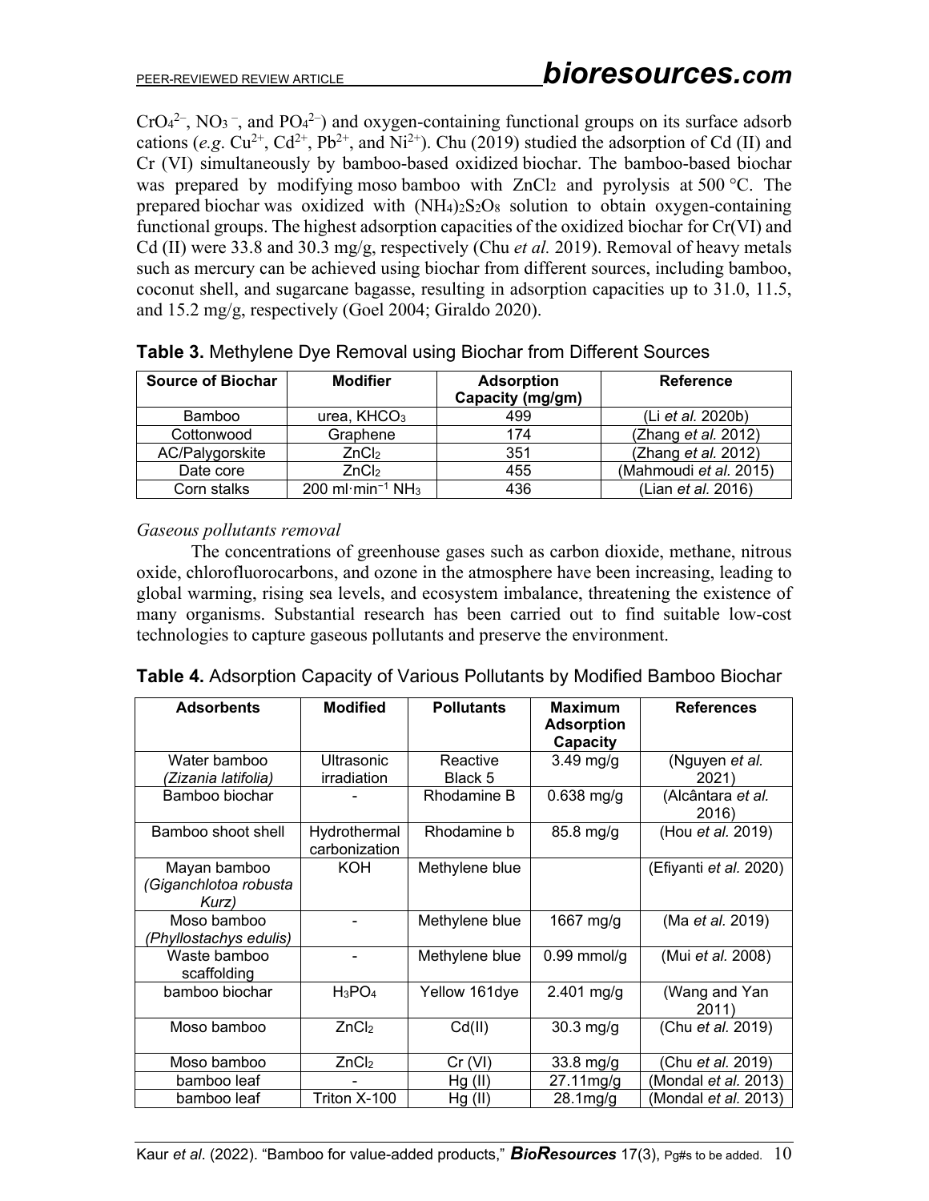$CrO_4^{2-}$, $NO_3^-$, and $PO_4^{2-}$) and oxygen-containing functional groups on its surface adsorb cations (*e.g.* $Cu^{2+}$, $Cd^{2+}$, $Pb^{2+}$, and $Ni^{2+}$). Chu (2019) studied the adsorption of Cd (II) and Cr (VI) simultaneously by bamboo-based oxidized biochar. The bamboo-based biochar was prepared by modifying moso bamboo with $ZnCl_2$ and pyrolysis at 500 °C. The prepared biochar was oxidized with $(NH_4)_2S_2O_8$ solution to obtain oxygen-containing functional groups. The highest adsorption capacities of the oxidized biochar for Cr(VI) and Cd (II) were 33.8 and 30.3 mg/g, respectively (Chu *et al.* 2019). Removal of heavy metals such as mercury can be achieved using biochar from different sources, including bamboo, coconut shell, and sugarcane bagasse, resulting in adsorption capacities up to 31.0, 11.5, and 15.2 mg/g, respectively (Goel 2004; Giraldo 2020).

**Table 3.** Methylene Dye Removal using Biochar from Different Sources

| Source of Biochar | Modifier | Adsorption Capacity (mg/gm) | Reference |
|---|---|---|---|
| Bamboo | urea, $KHCO_3$ | 499 | (Li *et al.* 2020b) |
| Cottonwood | Graphene | 174 | (Zhang *et al.* 2012) |
| AC/Palygorskite | $ZnCl_2$ | 351 | (Zhang *et al.* 2012) |
| Date core | $ZnCl_2$ | 455 | (Mahmoudi *et al.* 2015) |
| Corn stalks | 200 $ml \cdot min^{-1}$ $NH_3$ | 436 | (Lian *et al.* 2016) |

*Gaseous pollutants removal*

The concentrations of greenhouse gases such as carbon dioxide, methane, nitrous oxide, chlorofluorocarbons, and ozone in the atmosphere have been increasing, leading to global warming, rising sea levels, and ecosystem imbalance, threatening the existence of many organisms. Substantial research has been carried out to find suitable low-cost technologies to capture gaseous pollutants and preserve the environment.

**Table 4.** Adsorption Capacity of Various Pollutants by Modified Bamboo Biochar

| Adsorbents | Modified | Pollutants | Maximum Adsorption Capacity | References |
|---|---|---|---|---|
| Water bamboo *(Zizania latifolia)* | Ultrasonic irradiation | Reactive Black 5 | 3.49 mg/g | (Nguyen *et al.* 2021) |
| Bamboo biochar | - | Rhodamine B | 0.638 mg/g | (Alcântara *et al.* 2016) |
| Bamboo shoot shell | Hydrothermal carbonization | Rhodamine b | 85.8 mg/g | (Hou *et al.* 2019) |
| Mayan bamboo *(Giganchlotoa robusta Kurz)* | KOH | Methylene blue | | (Efiyanti *et al.* 2020) |
| Moso bamboo *(Phyllostachys edulis)* | - | Methylene blue | 1667 mg/g | (Ma *et al.* 2019) |
| Waste bamboo scaffolding | - | Methylene blue | 0.99 mmol/g | (Mui *et al.* 2008) |
| bamboo biochar | $H_3PO_4$ | Yellow 161dye | 2.401 mg/g | (Wang and Yan 2011) |
| Moso bamboo | $ZnCl_2$ | Cd(II) | 30.3 mg/g | (Chu *et al.* 2019) |
| Moso bamboo | $ZnCl_2$ | Cr (VI) | 33.8 mg/g | (Chu *et al.* 2019) |
| bamboo leaf | - | Hg (II) | 27.11mg/g | (Mondal *et al.* 2013) |
| bamboo leaf | Triton X-100 | Hg (II) | 28.1mg/g | (Mondal *et al.* 2013) |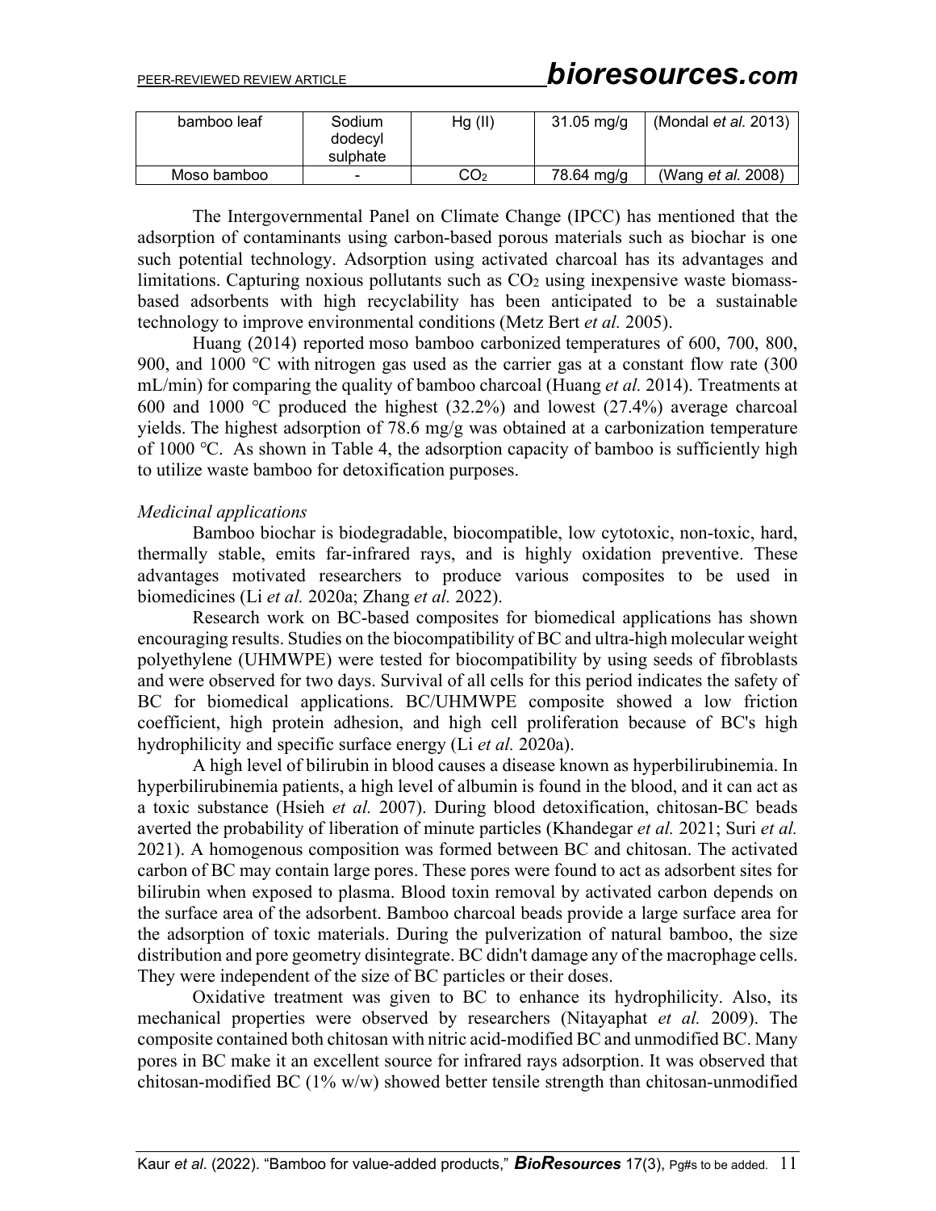| bamboo leaf | Sodium dodecyl sulphate | Hg (II) | 31.05 mg/g | (Mondal *et al.* 2013) |
|---|---|---|---|---|
| Moso bamboo | - | $CO_2$ | 78.64 mg/g | (Wang *et al.* 2008) |

The Intergovernmental Panel on Climate Change (IPCC) has mentioned that the adsorption of contaminants using carbon-based porous materials such as biochar is one such potential technology. Adsorption using activated charcoal has its advantages and limitations. Capturing noxious pollutants such as $CO_2$ using inexpensive waste biomass-based adsorbents with high recyclability has been anticipated to be a sustainable technology to improve environmental conditions (Metz Bert *et al.* 2005).

Huang (2014) reported moso bamboo carbonized temperatures of 600, 700, 800, 900, and 1000 °C with nitrogen gas used as the carrier gas at a constant flow rate (300 mL/min) for comparing the quality of bamboo charcoal (Huang *et al.* 2014). Treatments at 600 and 1000 °C produced the highest (32.2%) and lowest (27.4%) average charcoal yields. The highest adsorption of 78.6 mg/g was obtained at a carbonization temperature of 1000 °C. As shown in Table 4, the adsorption capacity of bamboo is sufficiently high to utilize waste bamboo for detoxification purposes.

*Medicinal applications*

Bamboo biochar is biodegradable, biocompatible, low cytotoxic, non-toxic, hard, thermally stable, emits far-infrared rays, and is highly oxidation preventive. These advantages motivated researchers to produce various composites to be used in biomedicines (Li *et al.* 2020a; Zhang *et al.* 2022).

Research work on BC-based composites for biomedical applications has shown encouraging results. Studies on the biocompatibility of BC and ultra-high molecular weight polyethylene (UHMWPE) were tested for biocompatibility by using seeds of fibroblasts and were observed for two days. Survival of all cells for this period indicates the safety of BC for biomedical applications. BC/UHMWPE composite showed a low friction coefficient, high protein adhesion, and high cell proliferation because of BC's high hydrophilicity and specific surface energy (Li *et al.* 2020a).

A high level of bilirubin in blood causes a disease known as hyperbilirubinemia. In hyperbilirubinemia patients, a high level of albumin is found in the blood, and it can act as a toxic substance (Hsieh *et al.* 2007). During blood detoxification, chitosan-BC beads averted the probability of liberation of minute particles (Khandegar *et al.* 2021; Suri *et al.* 2021). A homogenous composition was formed between BC and chitosan. The activated carbon of BC may contain large pores. These pores were found to act as adsorbent sites for bilirubin when exposed to plasma. Blood toxin removal by activated carbon depends on the surface area of the adsorbent. Bamboo charcoal beads provide a large surface area for the adsorption of toxic materials. During the pulverization of natural bamboo, the size distribution and pore geometry disintegrate. BC didn't damage any of the macrophage cells. They were independent of the size of BC particles or their doses.

Oxidative treatment was given to BC to enhance its hydrophilicity. Also, its mechanical properties were observed by researchers (Nitayaphat *et al.* 2009). The composite contained both chitosan with nitric acid-modified BC and unmodified BC. Many pores in BC make it an excellent source for infrared rays adsorption. It was observed that chitosan-modified BC (1% w/w) showed better tensile strength than chitosan-unmodified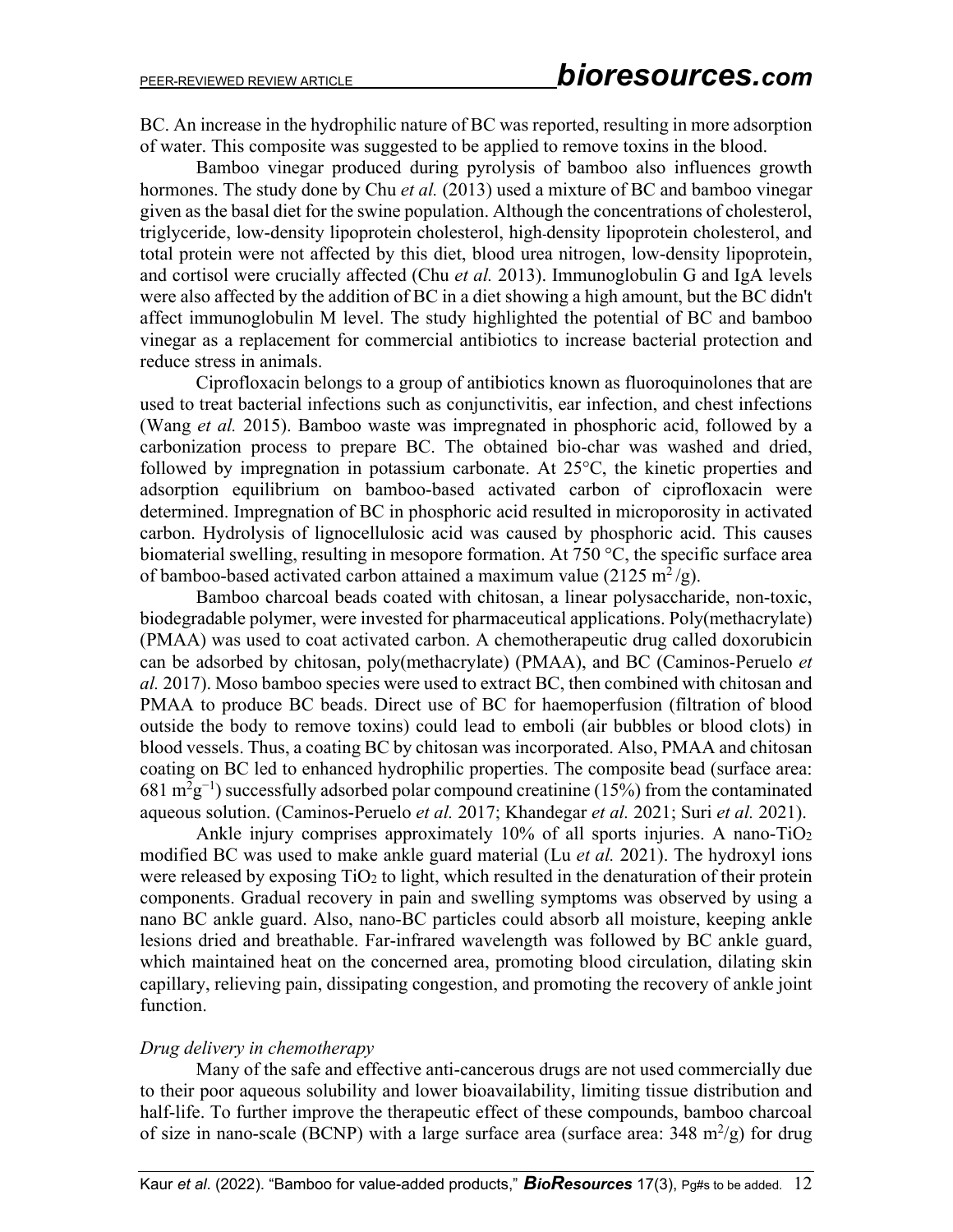BC. An increase in the hydrophilic nature of BC was reported, resulting in more adsorption of water. This composite was suggested to be applied to remove toxins in the blood.

Bamboo vinegar produced during pyrolysis of bamboo also influences growth hormones. The study done by Chu *et al.* (2013) used a mixture of BC and bamboo vinegar given as the basal diet for the swine population. Although the concentrations of cholesterol, triglyceride, low-density lipoprotein cholesterol, high-density lipoprotein cholesterol, and total protein were not affected by this diet, blood urea nitrogen, low-density lipoprotein, and cortisol were crucially affected (Chu *et al.* 2013). Immunoglobulin G and IgA levels were also affected by the addition of BC in a diet showing a high amount, but the BC didn't affect immunoglobulin M level. The study highlighted the potential of BC and bamboo vinegar as a replacement for commercial antibiotics to increase bacterial protection and reduce stress in animals.

Ciprofloxacin belongs to a group of antibiotics known as fluoroquinolones that are used to treat bacterial infections such as conjunctivitis, ear infection, and chest infections (Wang *et al.* 2015). Bamboo waste was impregnated in phosphoric acid, followed by a carbonization process to prepare BC. The obtained bio-char was washed and dried, followed by impregnation in potassium carbonate. At 25°C, the kinetic properties and adsorption equilibrium on bamboo-based activated carbon of ciprofloxacin were determined. Impregnation of BC in phosphoric acid resulted in microporosity in activated carbon. Hydrolysis of lignocellulosic acid was caused by phosphoric acid. This causes biomaterial swelling, resulting in mesopore formation. At 750 °C, the specific surface area of bamboo-based activated carbon attained a maximum value (2125 $m^2/g$).

Bamboo charcoal beads coated with chitosan, a linear polysaccharide, non-toxic, biodegradable polymer, were invested for pharmaceutical applications. Poly(methacrylate) (PMAA) was used to coat activated carbon. A chemotherapeutic drug called doxorubicin can be adsorbed by chitosan, poly(methacrylate) (PMAA), and BC (Caminos-Peruelo *et al.* 2017). Moso bamboo species were used to extract BC, then combined with chitosan and PMAA to produce BC beads. Direct use of BC for haemoperfusion (filtration of blood outside the body to remove toxins) could lead to emboli (air bubbles or blood clots) in blood vessels. Thus, a coating BC by chitosan was incorporated. Also, PMAA and chitosan coating on BC led to enhanced hydrophilic properties. The composite bead (surface area: 681 $m^2g^{-1}$) successfully adsorbed polar compound creatinine (15%) from the contaminated aqueous solution. (Caminos-Peruelo *et al.* 2017; Khandegar *et al.* 2021; Suri *et al.* 2021).

Ankle injury comprises approximately 10% of all sports injuries. A nano-$TiO_2$ modified BC was used to make ankle guard material (Lu *et al.* 2021). The hydroxyl ions were released by exposing $TiO_2$ to light, which resulted in the denaturation of their protein components. Gradual recovery in pain and swelling symptoms was observed by using a nano BC ankle guard. Also, nano-BC particles could absorb all moisture, keeping ankle lesions dried and breathable. Far-infrared wavelength was followed by BC ankle guard, which maintained heat on the concerned area, promoting blood circulation, dilating skin capillary, relieving pain, dissipating congestion, and promoting the recovery of ankle joint function.

*Drug delivery in chemotherapy*

Many of the safe and effective anti-cancerous drugs are not used commercially due to their poor aqueous solubility and lower bioavailability, limiting tissue distribution and half-life. To further improve the therapeutic effect of these compounds, bamboo charcoal of size in nano-scale (BCNP) with a large surface area (surface area: 348 $m^2/g$) for drug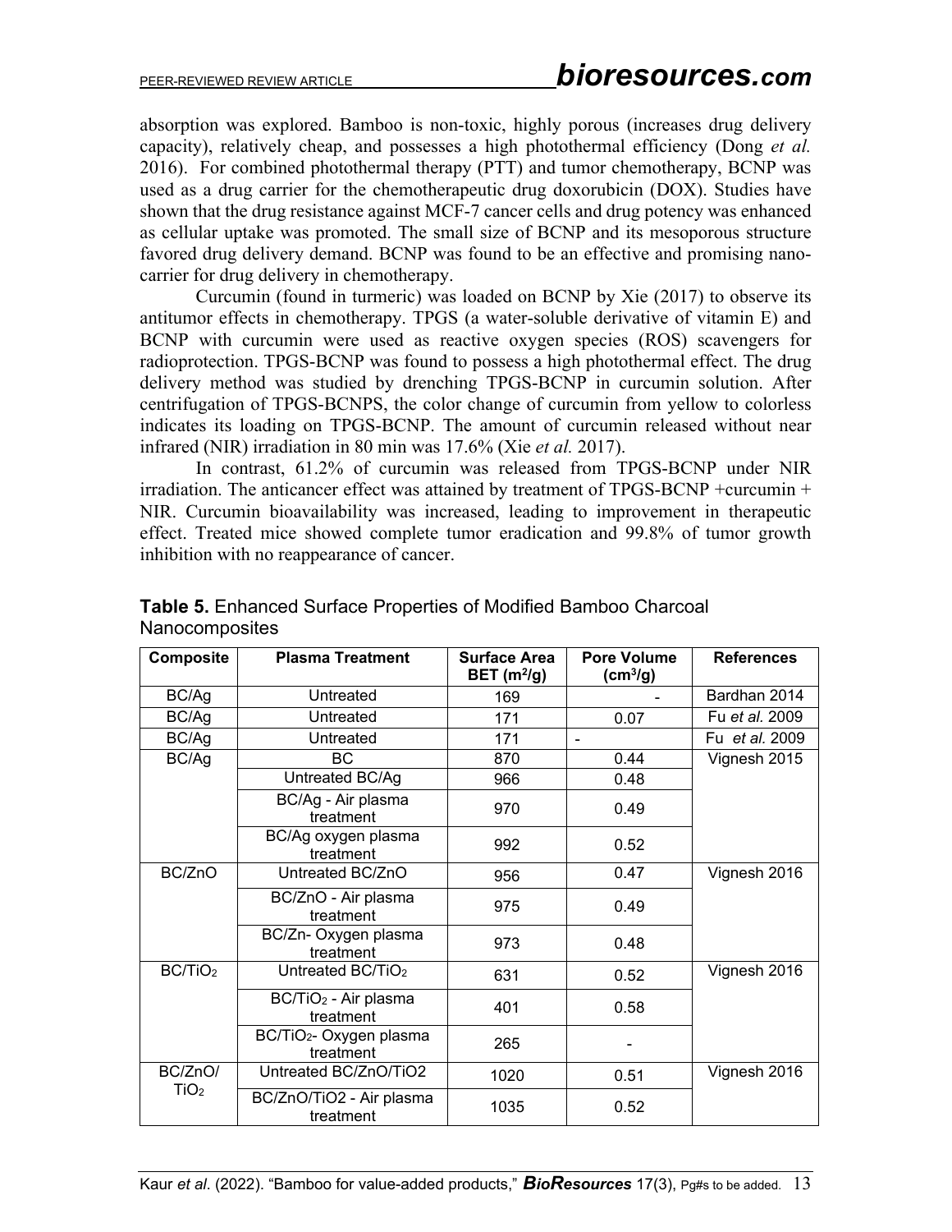absorption was explored. Bamboo is non-toxic, highly porous (increases drug delivery capacity), relatively cheap, and possesses a high photothermal efficiency (Dong *et al.* 2016). For combined photothermal therapy (PTT) and tumor chemotherapy, BCNP was used as a drug carrier for the chemotherapeutic drug doxorubicin (DOX). Studies have shown that the drug resistance against MCF-7 cancer cells and drug potency was enhanced as cellular uptake was promoted. The small size of BCNP and its mesoporous structure favored drug delivery demand. BCNP was found to be an effective and promising nano-carrier for drug delivery in chemotherapy.

Curcumin (found in turmeric) was loaded on BCNP by Xie (2017) to observe its antitumor effects in chemotherapy. TPGS (a water-soluble derivative of vitamin E) and BCNP with curcumin were used as reactive oxygen species (ROS) scavengers for radioprotection. TPGS-BCNP was found to possess a high photothermal effect. The drug delivery method was studied by drenching TPGS-BCNP in curcumin solution. After centrifugation of TPGS-BCNPS, the color change of curcumin from yellow to colorless indicates its loading on TPGS-BCNP. The amount of curcumin released without near infrared (NIR) irradiation in 80 min was 17.6% (Xie *et al.* 2017).

In contrast, 61.2% of curcumin was released from TPGS-BCNP under NIR irradiation. The anticancer effect was attained by treatment of TPGS-BCNP +curcumin + NIR. Curcumin bioavailability was increased, leading to improvement in therapeutic effect. Treated mice showed complete tumor eradication and 99.8% of tumor growth inhibition with no reappearance of cancer.

**Table 5.** Enhanced Surface Properties of Modified Bamboo Charcoal Nanocomposites

| Composite | Plasma Treatment | Surface Area BET ($m^2/g$) | Pore Volume ($cm^3/g$) | References |
|---|---|---|---|---|
| BC/Ag | Untreated | 169 | - | Bardhan 2014 |
| BC/Ag | Untreated | 171 | 0.07 | Fu *et al.* 2009 |
| BC/Ag | Untreated | 171 | - | Fu *et al.* 2009 |
| BC/Ag | BC | 870 | 0.44 | Vignesh 2015 |
| | Untreated BC/Ag | 966 | 0.48 | |
| | BC/Ag - Air plasma treatment | 970 | 0.49 | |
| | BC/Ag oxygen plasma treatment | 992 | 0.52 | |
| BC/ZnO | Untreated BC/ZnO | 956 | 0.47 | Vignesh 2016 |
| | BC/ZnO - Air plasma treatment | 975 | 0.49 | |
| | BC/Zn- Oxygen plasma treatment | 973 | 0.48 | |
| BC/$TiO_2$ | Untreated BC/$TiO_2$ | 631 | 0.52 | Vignesh 2016 |
| | BC/$TiO_2$ - Air plasma treatment | 401 | 0.58 | |
| | BC/$TiO_2$- Oxygen plasma treatment | 265 | - | |
| BC/ZnO/ $TiO_2$ | Untreated BC/ZnO/TiO2 | 1020 | 0.51 | Vignesh 2016 |
| | BC/ZnO/TiO2 - Air plasma treatment | 1035 | 0.52 | |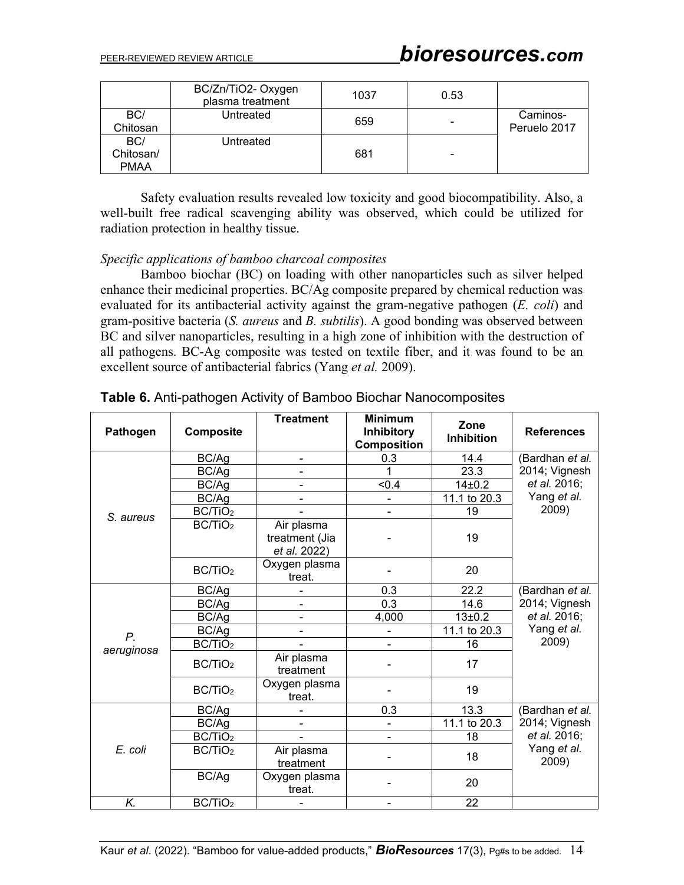| | BC/Zn/TiO2- Oxygen plasma treatment | 1037 | 0.53 | |
|---|---|---|---|---|
| BC/ Chitosan | Untreated | 659 | - | Caminos-Peruelo 2017 |
| BC/ Chitosan/ PMAA | Untreated | 681 | - | |

Safety evaluation results revealed low toxicity and good biocompatibility. Also, a well-built free radical scavenging ability was observed, which could be utilized for radiation protection in healthy tissue.

*Specific applications of bamboo charcoal composites*

Bamboo biochar (BC) on loading with other nanoparticles such as silver helped enhance their medicinal properties. BC/Ag composite prepared by chemical reduction was evaluated for its antibacterial activity against the gram-negative pathogen (*E. coli*) and gram-positive bacteria (*S. aureus* and *B. subtilis*). A good bonding was observed between BC and silver nanoparticles, resulting in a high zone of inhibition with the destruction of all pathogens. BC-Ag composite was tested on textile fiber, and it was found to be an excellent source of antibacterial fabrics (Yang *et al.* 2009).

**Table 6.** Anti-pathogen Activity of Bamboo Biochar Nanocomposites

| Pathogen | Composite | Treatment | Minimum Inhibitory Composition | Zone Inhibition | References |
|---|---|---|---|---|---|
| *S. aureus* | BC/Ag | - | 0.3 | 14.4 | (Bardhan *et al.* 2014; Vignesh *et al.* 2016; Yang *et al.* 2009) |
| | BC/Ag | - | 1 | 23.3 | |
| | BC/Ag | - | <0.4 | 14±0.2 | |
| | BC/Ag | - | - | 11.1 to 20.3 | |
| | BC/$TiO_2$ | - | - | 19 | |
| | BC/$TiO_2$ | Air plasma treatment (Jia *et al.* 2022) | - | 19 | |
| | BC/$TiO_2$ | Oxygen plasma treat. | - | 20 | |
| *P. aeruginosa* | BC/Ag | - | 0.3 | 22.2 | (Bardhan *et al.* 2014; Vignesh *et al.* 2016; Yang *et al.* 2009) |
| | BC/Ag | - | 0.3 | 14.6 | |
| | BC/Ag | - | 4,000 | 13±0.2 | |
| | BC/Ag | - | - | 11.1 to 20.3 | |
| | BC/$TiO_2$ | - | - | 16 | |
| | BC/$TiO_2$ | Air plasma treatment | - | 17 | |
| | BC/$TiO_2$ | Oxygen plasma treat. | - | 19 | |
| *E. coli* | BC/Ag | - | 0.3 | 13.3 | (Bardhan *et al.* 2014; Vignesh *et al.* 2016; Yang *et al.* 2009) |
| | BC/Ag | - | - | 11.1 to 20.3 | |
| | BC/$TiO_2$ | - | - | 18 | |
| | BC/$TiO_2$ | Air plasma treatment | - | 18 | |
| | BC/Ag | Oxygen plasma treat. | - | 20 | |
| *K.* | BC/$TiO_2$ | - | - | 22 | |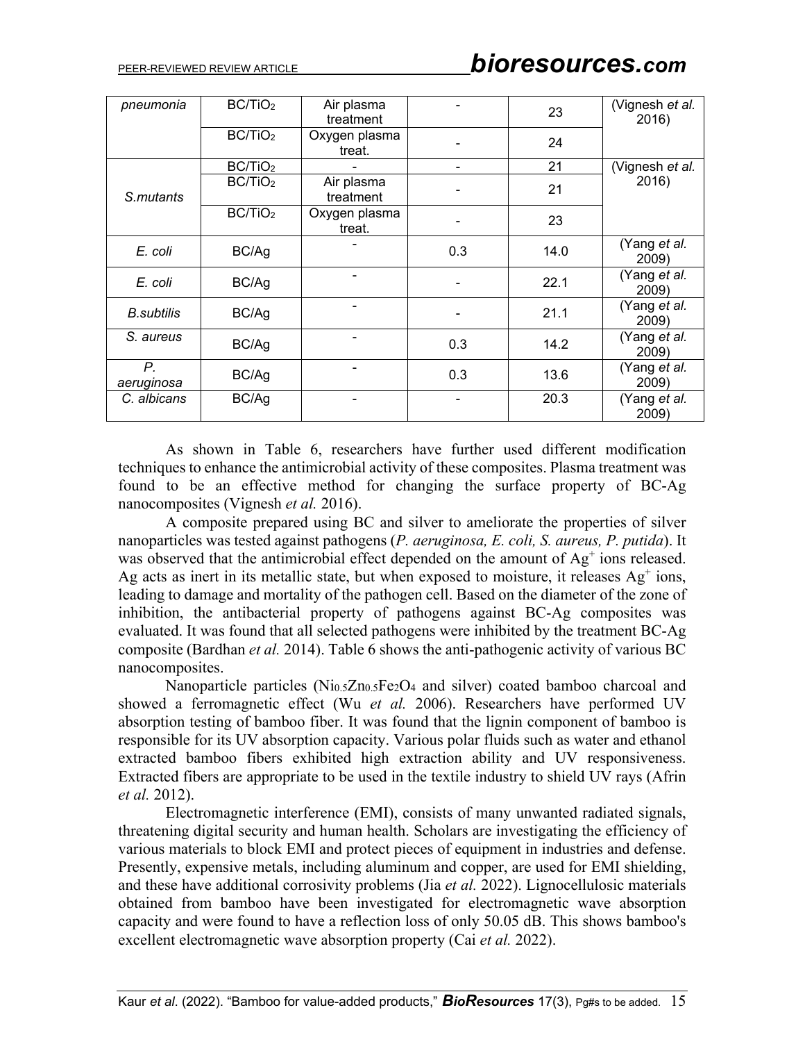| | | | | | |
|---|---|---|---|---|---|
| *pneumonia* | BC/$TiO_2$ | Air plasma treatment | - | 23 | (Vignesh *et al.* 2016) |
| | BC/$TiO_2$ | Oxygen plasma treat. | - | 24 | |
| *S.mutants* | BC/$TiO_2$ | - | - | 21 | (Vignesh *et al.* 2016) |
| | BC/$TiO_2$ | Air plasma treatment | - | 21 | |
| | BC/$TiO_2$ | Oxygen plasma treat. | - | 23 | |
| *E. coli* | BC/Ag | - | 0.3 | 14.0 | (Yang *et al.* 2009) |
| *E. coli* | BC/Ag | - | - | 22.1 | (Yang *et al.* 2009) |
| *B.subtilis* | BC/Ag | - | - | 21.1 | (Yang *et al.* 2009) |
| *S. aureus* | BC/Ag | - | 0.3 | 14.2 | (Yang *et al.* 2009) |
| *P. aeruginosa* | BC/Ag | - | 0.3 | 13.6 | (Yang *et al.* 2009) |
| *C. albicans* | BC/Ag | - | - | 20.3 | (Yang *et al.* 2009) |

As shown in Table 6, researchers have further used different modification techniques to enhance the antimicrobial activity of these composites. Plasma treatment was found to be an effective method for changing the surface property of BC-Ag nanocomposites (Vignesh *et al.* 2016).

A composite prepared using BC and silver to ameliorate the properties of silver nanoparticles was tested against pathogens (*P. aeruginosa, E. coli, S. aureus, P. putida*). It was observed that the antimicrobial effect depended on the amount of $Ag^+$ ions released. Ag acts as inert in its metallic state, but when exposed to moisture, it releases $Ag^+$ ions, leading to damage and mortality of the pathogen cell. Based on the diameter of the zone of inhibition, the antibacterial property of pathogens against BC-Ag composites was evaluated. It was found that all selected pathogens were inhibited by the treatment BC-Ag composite (Bardhan *et al.* 2014). Table 6 shows the anti-pathogenic activity of various BC nanocomposites.

Nanoparticle particles ($Ni_{0.5}Zn_{0.5}Fe_2O_4$ and silver) coated bamboo charcoal and showed a ferromagnetic effect (Wu *et al.* 2006). Researchers have performed UV absorption testing of bamboo fiber. It was found that the lignin component of bamboo is responsible for its UV absorption capacity. Various polar fluids such as water and ethanol extracted bamboo fibers exhibited high extraction ability and UV responsiveness. Extracted fibers are appropriate to be used in the textile industry to shield UV rays (Afrin *et al.* 2012).

Electromagnetic interference (EMI), consists of many unwanted radiated signals, threatening digital security and human health. Scholars are investigating the efficiency of various materials to block EMI and protect pieces of equipment in industries and defense. Presently, expensive metals, including aluminum and copper, are used for EMI shielding, and these have additional corrosivity problems (Jia *et al.* 2022). Lignocellulosic materials obtained from bamboo have been investigated for electromagnetic wave absorption capacity and were found to have a reflection loss of only 50.05 dB. This shows bamboo's excellent electromagnetic wave absorption property (Cai *et al.* 2022).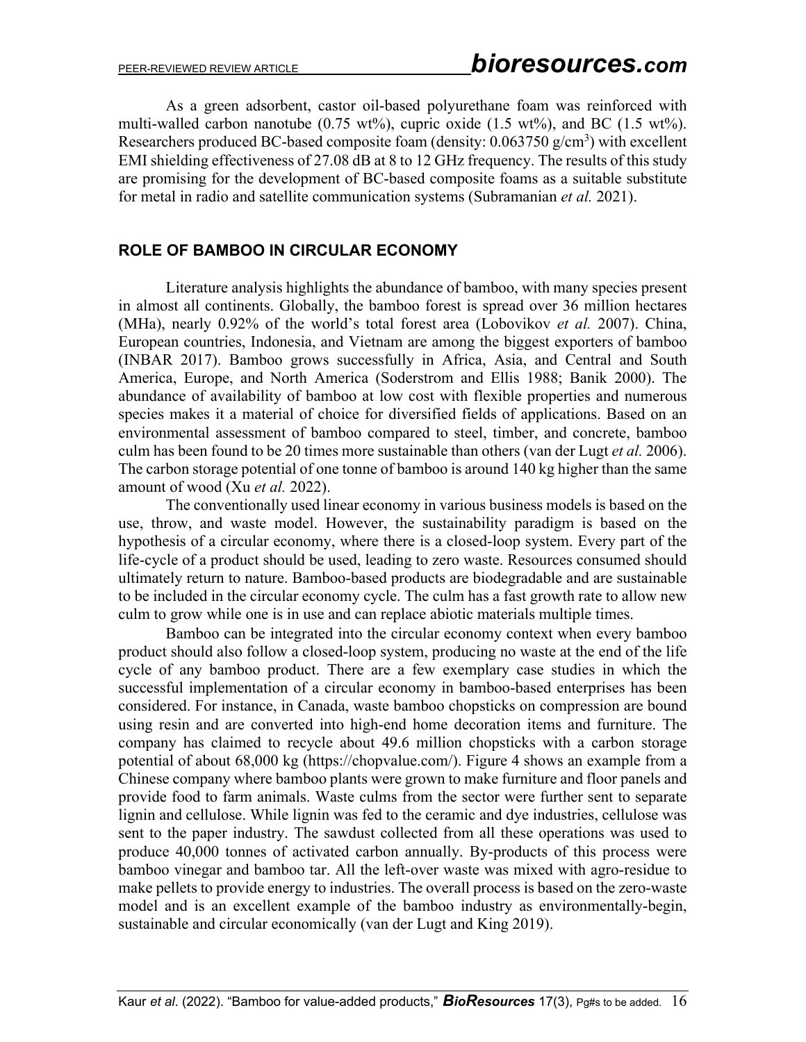As a green adsorbent, castor oil-based polyurethane foam was reinforced with multi-walled carbon nanotube (0.75 wt%), cupric oxide (1.5 wt%), and BC (1.5 wt%). Researchers produced BC-based composite foam (density: 0.063750 g/cm$^3$) with excellent EMI shielding effectiveness of 27.08 dB at 8 to 12 GHz frequency. The results of this study are promising for the development of BC-based composite foams as a suitable substitute for metal in radio and satellite communication systems (Subramanian *et al.* 2021).

## ROLE OF BAMBOO IN CIRCULAR ECONOMY

Literature analysis highlights the abundance of bamboo, with many species present in almost all continents. Globally, the bamboo forest is spread over 36 million hectares (MHa), nearly 0.92% of the world's total forest area (Lobovikov *et al.* 2007). China, European countries, Indonesia, and Vietnam are among the biggest exporters of bamboo (INBAR 2017). Bamboo grows successfully in Africa, Asia, and Central and South America, Europe, and North America (Soderstrom and Ellis 1988; Banik 2000). The abundance of availability of bamboo at low cost with flexible properties and numerous species makes it a material of choice for diversified fields of applications. Based on an environmental assessment of bamboo compared to steel, timber, and concrete, bamboo culm has been found to be 20 times more sustainable than others (van der Lugt *et al.* 2006). The carbon storage potential of one tonne of bamboo is around 140 kg higher than the same amount of wood (Xu *et al.* 2022).

The conventionally used linear economy in various business models is based on the use, throw, and waste model. However, the sustainability paradigm is based on the hypothesis of a circular economy, where there is a closed-loop system. Every part of the life-cycle of a product should be used, leading to zero waste. Resources consumed should ultimately return to nature. Bamboo-based products are biodegradable and are sustainable to be included in the circular economy cycle. The culm has a fast growth rate to allow new culm to grow while one is in use and can replace abiotic materials multiple times.

Bamboo can be integrated into the circular economy context when every bamboo product should also follow a closed-loop system, producing no waste at the end of the life cycle of any bamboo product. There are a few exemplary case studies in which the successful implementation of a circular economy in bamboo-based enterprises has been considered. For instance, in Canada, waste bamboo chopsticks on compression are bound using resin and are converted into high-end home decoration items and furniture. The company has claimed to recycle about 49.6 million chopsticks with a carbon storage potential of about 68,000 kg (https://chopvalue.com/). Figure 4 shows an example from a Chinese company where bamboo plants were grown to make furniture and floor panels and provide food to farm animals. Waste culms from the sector were further sent to separate lignin and cellulose. While lignin was fed to the ceramic and dye industries, cellulose was sent to the paper industry. The sawdust collected from all these operations was used to produce 40,000 tonnes of activated carbon annually. By-products of this process were bamboo vinegar and bamboo tar. All the left-over waste was mixed with agro-residue to make pellets to provide energy to industries. The overall process is based on the zero-waste model and is an excellent example of the bamboo industry as environmentally-begin, sustainable and circular economically (van der Lugt and King 2019).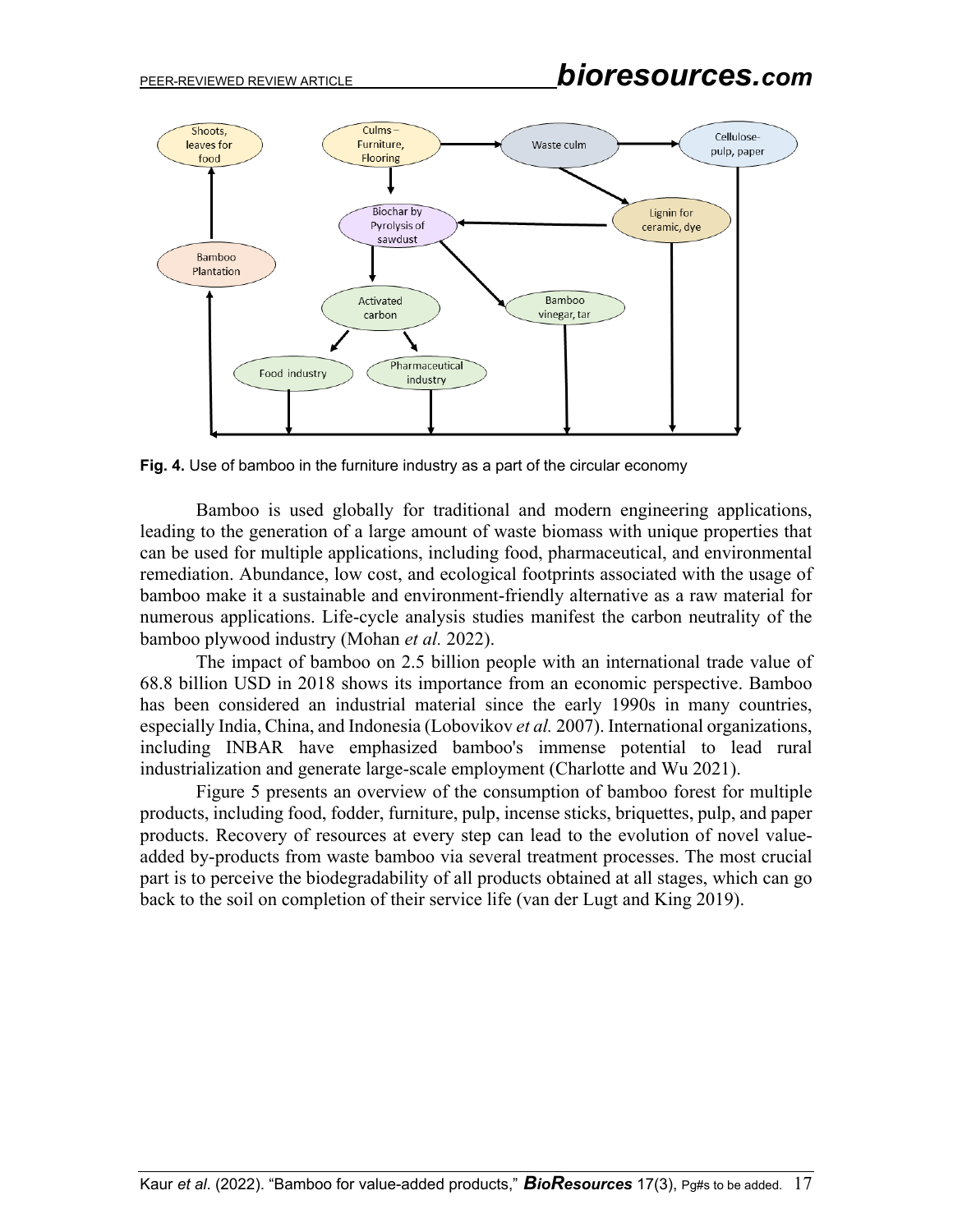**Fig. 4.** Use of bamboo in the furniture industry as a part of the circular economy

Bamboo is used globally for traditional and modern engineering applications, leading to the generation of a large amount of waste biomass with unique properties that can be used for multiple applications, including food, pharmaceutical, and environmental remediation. Abundance, low cost, and ecological footprints associated with the usage of bamboo make it a sustainable and environment-friendly alternative as a raw material for numerous applications. Life-cycle analysis studies manifest the carbon neutrality of the bamboo plywood industry (Mohan *et al.* 2022).

The impact of bamboo on 2.5 billion people with an international trade value of 68.8 billion USD in 2018 shows its importance from an economic perspective. Bamboo has been considered an industrial material since the early 1990s in many countries, especially India, China, and Indonesia (Lobovikov *et al.* 2007). International organizations, including INBAR have emphasized bamboo's immense potential to lead rural industrialization and generate large-scale employment (Charlotte and Wu 2021).

Figure 5 presents an overview of the consumption of bamboo forest for multiple products, including food, fodder, furniture, pulp, incense sticks, briquettes, pulp, and paper products. Recovery of resources at every step can lead to the evolution of novel value-added by-products from waste bamboo via several treatment processes. The most crucial part is to perceive the biodegradability of all products obtained at all stages, which can go back to the soil on completion of their service life (van der Lugt and King 2019).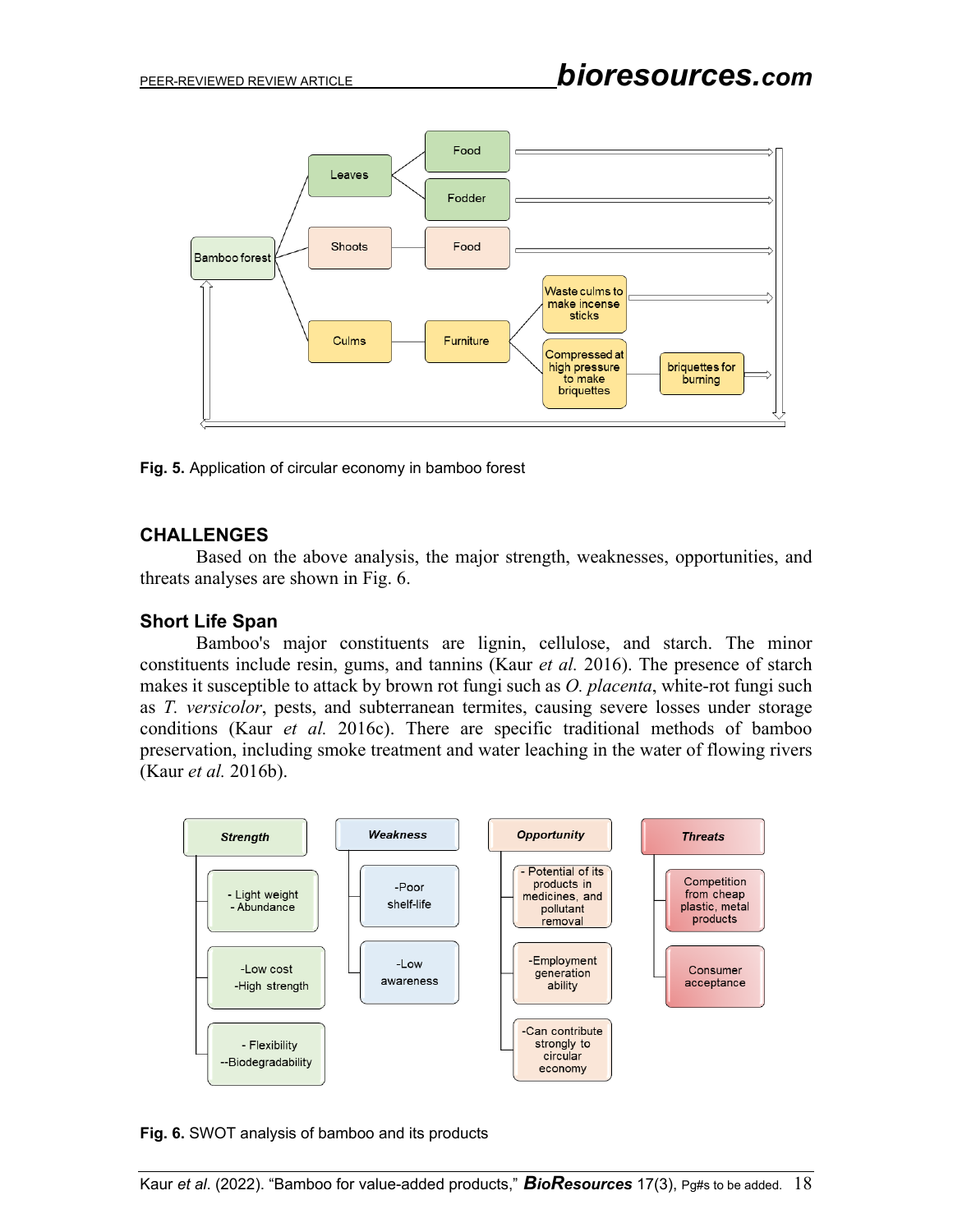Fig. 5. Application of circular economy in bamboo forest

## CHALLENGES

Based on the above analysis, the major strength, weaknesses, opportunities, and threats analyses are shown in Fig. 6.

### Short Life Span

Bamboo's major constituents are lignin, cellulose, and starch. The minor constituents include resin, gums, and tannins (Kaur *et al.* 2016). The presence of starch makes it susceptible to attack by brown rot fungi such as *O. placenta*, white-rot fungi such as *T. versicolor*, pests, and subterranean termites, causing severe losses under storage conditions (Kaur *et al.* 2016c). There are specific traditional methods of bamboo preservation, including smoke treatment and water leaching in the water of flowing rivers (Kaur *et al.* 2016b).

Fig. 6. SWOT analysis of bamboo and its products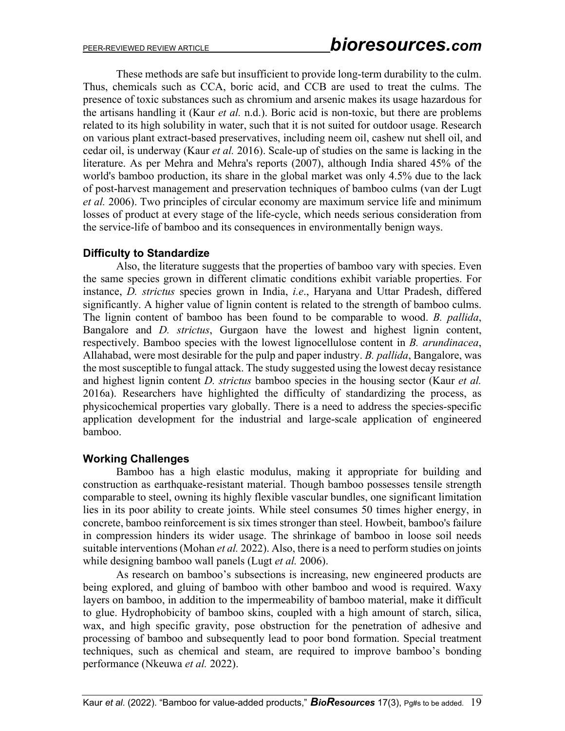These methods are safe but insufficient to provide long-term durability to the culm. Thus, chemicals such as CCA, boric acid, and CCB are used to treat the culms. The presence of toxic substances such as chromium and arsenic makes its usage hazardous for the artisans handling it (Kaur *et al.* n.d.). Boric acid is non-toxic, but there are problems related to its high solubility in water, such that it is not suited for outdoor usage. Research on various plant extract-based preservatives, including neem oil, cashew nut shell oil, and cedar oil, is underway (Kaur *et al.* 2016). Scale-up of studies on the same is lacking in the literature. As per Mehra and Mehra's reports (2007), although India shared 45% of the world's bamboo production, its share in the global market was only 4.5% due to the lack of post-harvest management and preservation techniques of bamboo culms (van der Lugt *et al.* 2006). Two principles of circular economy are maximum service life and minimum losses of product at every stage of the life-cycle, which needs serious consideration from the service-life of bamboo and its consequences in environmentally benign ways.

### Difficulty to Standardize

Also, the literature suggests that the properties of bamboo vary with species. Even the same species grown in different climatic conditions exhibit variable properties. For instance, *D. strictus* species grown in India, *i.e*., Haryana and Uttar Pradesh, differed significantly. A higher value of lignin content is related to the strength of bamboo culms. The lignin content of bamboo has been found to be comparable to wood. *B. pallida*, Bangalore and *D. strictus*, Gurgaon have the lowest and highest lignin content, respectively. Bamboo species with the lowest lignocellulose content in *B. arundinacea*, Allahabad, were most desirable for the pulp and paper industry. *B. pallida*, Bangalore, was the most susceptible to fungal attack. The study suggested using the lowest decay resistance and highest lignin content *D. strictus* bamboo species in the housing sector (Kaur *et al.* 2016a). Researchers have highlighted the difficulty of standardizing the process, as physicochemical properties vary globally. There is a need to address the species-specific application development for the industrial and large-scale application of engineered bamboo.

### Working Challenges

Bamboo has a high elastic modulus, making it appropriate for building and construction as earthquake-resistant material. Though bamboo possesses tensile strength comparable to steel, owning its highly flexible vascular bundles, one significant limitation lies in its poor ability to create joints. While steel consumes 50 times higher energy, in concrete, bamboo reinforcement is six times stronger than steel. Howbeit, bamboo's failure in compression hinders its wider usage. The shrinkage of bamboo in loose soil needs suitable interventions (Mohan *et al.* 2022). Also, there is a need to perform studies on joints while designing bamboo wall panels (Lugt *et al.* 2006).

As research on bamboo's subsections is increasing, new engineered products are being explored, and gluing of bamboo with other bamboo and wood is required. Waxy layers on bamboo, in addition to the impermeability of bamboo material, make it difficult to glue. Hydrophobicity of bamboo skins, coupled with a high amount of starch, silica, wax, and high specific gravity, pose obstruction for the penetration of adhesive and processing of bamboo and subsequently lead to poor bond formation. Special treatment techniques, such as chemical and steam, are required to improve bamboo's bonding performance (Nkeuwa *et al.* 2022).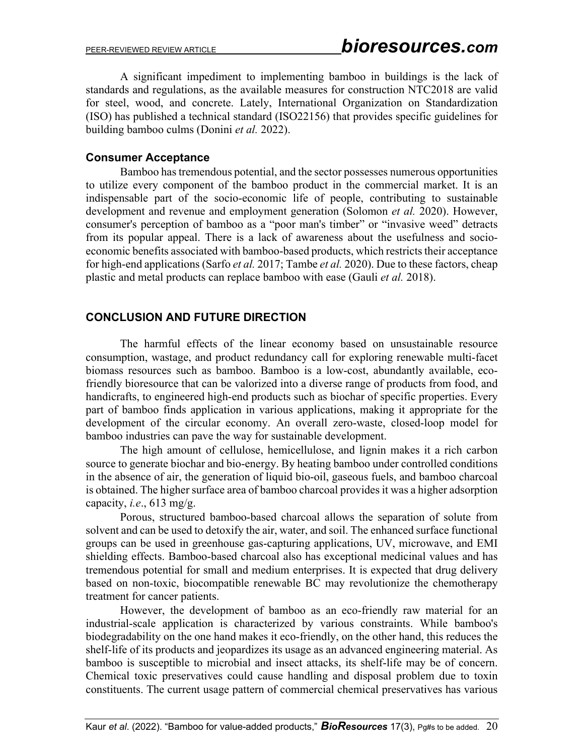A significant impediment to implementing bamboo in buildings is the lack of standards and regulations, as the available measures for construction NTC2018 are valid for steel, wood, and concrete. Lately, International Organization on Standardization (ISO) has published a technical standard (ISO22156) that provides specific guidelines for building bamboo culms (Donini *et al.* 2022).

### Consumer Acceptance

Bamboo has tremendous potential, and the sector possesses numerous opportunities to utilize every component of the bamboo product in the commercial market. It is an indispensable part of the socio-economic life of people, contributing to sustainable development and revenue and employment generation (Solomon *et al.* 2020). However, consumer's perception of bamboo as a "poor man's timber" or "invasive weed" detracts from its popular appeal. There is a lack of awareness about the usefulness and socio-economic benefits associated with bamboo-based products, which restricts their acceptance for high-end applications (Sarfo *et al.* 2017; Tambe *et al.* 2020). Due to these factors, cheap plastic and metal products can replace bamboo with ease (Gauli *et al.* 2018).

## CONCLUSION AND FUTURE DIRECTION

The harmful effects of the linear economy based on unsustainable resource consumption, wastage, and product redundancy call for exploring renewable multi-facet biomass resources such as bamboo. Bamboo is a low-cost, abundantly available, eco-friendly bioresource that can be valorized into a diverse range of products from food, and handicrafts, to engineered high-end products such as biochar of specific properties. Every part of bamboo finds application in various applications, making it appropriate for the development of the circular economy. An overall zero-waste, closed-loop model for bamboo industries can pave the way for sustainable development.

The high amount of cellulose, hemicellulose, and lignin makes it a rich carbon source to generate biochar and bio-energy. By heating bamboo under controlled conditions in the absence of air, the generation of liquid bio-oil, gaseous fuels, and bamboo charcoal is obtained. The higher surface area of bamboo charcoal provides it was a higher adsorption capacity, *i.e*., 613 mg/g.

Porous, structured bamboo-based charcoal allows the separation of solute from solvent and can be used to detoxify the air, water, and soil. The enhanced surface functional groups can be used in greenhouse gas-capturing applications, UV, microwave, and EMI shielding effects. Bamboo-based charcoal also has exceptional medicinal values and has tremendous potential for small and medium enterprises. It is expected that drug delivery based on non-toxic, biocompatible renewable BC may revolutionize the chemotherapy treatment for cancer patients.

However, the development of bamboo as an eco-friendly raw material for an industrial-scale application is characterized by various constraints. While bamboo's biodegradability on the one hand makes it eco-friendly, on the other hand, this reduces the shelf-life of its products and jeopardizes its usage as an advanced engineering material. As bamboo is susceptible to microbial and insect attacks, its shelf-life may be of concern. Chemical toxic preservatives could cause handling and disposal problem due to toxin constituents. The current usage pattern of commercial chemical preservatives has various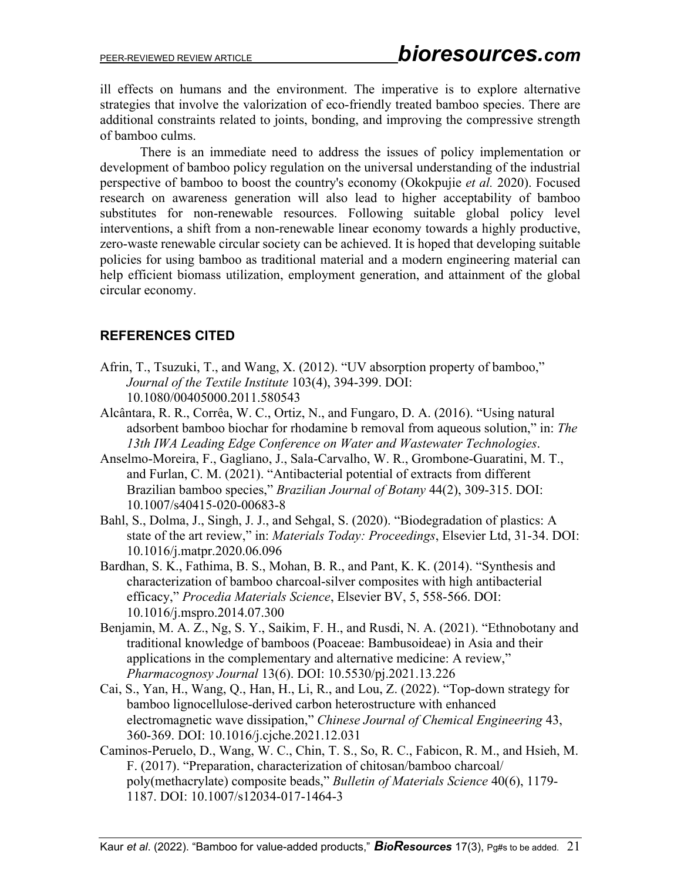ill effects on humans and the environment. The imperative is to explore alternative strategies that involve the valorization of eco-friendly treated bamboo species. There are additional constraints related to joints, bonding, and improving the compressive strength of bamboo culms.

There is an immediate need to address the issues of policy implementation or development of bamboo policy regulation on the universal understanding of the industrial perspective of bamboo to boost the country's economy (Okokpujie *et al.* 2020). Focused research on awareness generation will also lead to higher acceptability of bamboo substitutes for non-renewable resources. Following suitable global policy level interventions, a shift from a non-renewable linear economy towards a highly productive, zero-waste renewable circular society can be achieved. It is hoped that developing suitable policies for using bamboo as traditional material and a modern engineering material can help efficient biomass utilization, employment generation, and attainment of the global circular economy.

## REFERENCES CITED

Afrin, T., Tsuzuki, T., and Wang, X. (2012). "UV absorption property of bamboo," *Journal of the Textile Institute* 103(4), 394-399. DOI: 10.1080/00405000.2011.580543

Alcântara, R. R., Corrêa, W. C., Ortiz, N., and Fungaro, D. A. (2016). "Using natural adsorbent bamboo biochar for rhodamine b removal from aqueous solution," in: *The 13th IWA Leading Edge Conference on Water and Wastewater Technologies*.

Anselmo-Moreira, F., Gagliano, J., Sala-Carvalho, W. R., Grombone-Guaratini, M. T., and Furlan, C. M. (2021). "Antibacterial potential of extracts from different Brazilian bamboo species," *Brazilian Journal of Botany* 44(2), 309-315. DOI: 10.1007/s40415-020-00683-8

Bahl, S., Dolma, J., Singh, J. J., and Sehgal, S. (2020). "Biodegradation of plastics: A state of the art review," in: *Materials Today: Proceedings*, Elsevier Ltd, 31-34. DOI: 10.1016/j.matpr.2020.06.096

Bardhan, S. K., Fathima, B. S., Mohan, B. R., and Pant, K. K. (2014). "Synthesis and characterization of bamboo charcoal-silver composites with high antibacterial efficacy," *Procedia Materials Science*, Elsevier BV, 5, 558-566. DOI: 10.1016/j.mspro.2014.07.300

Benjamin, M. A. Z., Ng, S. Y., Saikim, F. H., and Rusdi, N. A. (2021). "Ethnobotany and traditional knowledge of bamboos (Poaceae: Bambusoideae) in Asia and their applications in the complementary and alternative medicine: A review," *Pharmacognosy Journal* 13(6). DOI: 10.5530/pj.2021.13.226

Cai, S., Yan, H., Wang, Q., Han, H., Li, R., and Lou, Z. (2022). "Top-down strategy for bamboo lignocellulose-derived carbon heterostructure with enhanced electromagnetic wave dissipation," *Chinese Journal of Chemical Engineering* 43, 360-369. DOI: 10.1016/j.cjche.2021.12.031

Caminos-Peruelo, D., Wang, W. C., Chin, T. S., So, R. C., Fabicon, R. M., and Hsieh, M. F. (2017). "Preparation, characterization of chitosan/bamboo charcoal/ poly(methacrylate) composite beads," *Bulletin of Materials Science* 40(6), 1179-1187. DOI: 10.1007/s12034-017-1464-3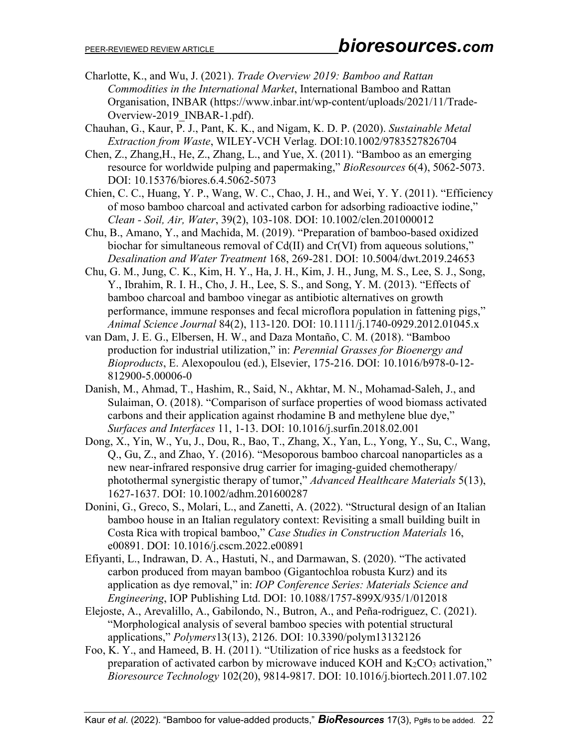Charlotte, K., and Wu, J. (2021). *Trade Overview 2019: Bamboo and Rattan Commodities in the International Market*, International Bamboo and Rattan Organisation, INBAR (https://www.inbar.int/wp-content/uploads/2021/11/Trade-Overview-2019_INBAR-1.pdf).

Chauhan, G., Kaur, P. J., Pant, K. K., and Nigam, K. D. P. (2020). *Sustainable Metal Extraction from Waste*, WILEY-VCH Verlag. DOI:10.1002/9783527826704

Chen, Z., Zhang,H., He, Z., Zhang, L., and Yue, X. (2011). "Bamboo as an emerging resource for worldwide pulping and papermaking," *BioResources* 6(4), 5062-5073. DOI: 10.15376/biores.6.4.5062-5073

Chien, C. C., Huang, Y. P., Wang, W. C., Chao, J. H., and Wei, Y. Y. (2011). "Efficiency of moso bamboo charcoal and activated carbon for adsorbing radioactive iodine," *Clean - Soil, Air, Water*, 39(2), 103-108. DOI: 10.1002/clen.201000012

Chu, B., Amano, Y., and Machida, M. (2019). "Preparation of bamboo-based oxidized biochar for simultaneous removal of Cd(II) and Cr(VI) from aqueous solutions," *Desalination and Water Treatment* 168, 269-281. DOI: 10.5004/dwt.2019.24653

Chu, G. M., Jung, C. K., Kim, H. Y., Ha, J. H., Kim, J. H., Jung, M. S., Lee, S. J., Song, Y., Ibrahim, R. I. H., Cho, J. H., Lee, S. S., and Song, Y. M. (2013). "Effects of bamboo charcoal and bamboo vinegar as antibiotic alternatives on growth performance, immune responses and fecal microflora population in fattening pigs," *Animal Science Journal* 84(2), 113-120. DOI: 10.1111/j.1740-0929.2012.01045.x

van Dam, J. E. G., Elbersen, H. W., and Daza Montaño, C. M. (2018). "Bamboo production for industrial utilization," in: *Perennial Grasses for Bioenergy and Bioproducts*, E. Alexopoulou (ed.), Elsevier, 175-216. DOI: 10.1016/b978-0-12-812900-5.00006-0

Danish, M., Ahmad, T., Hashim, R., Said, N., Akhtar, M. N., Mohamad-Saleh, J., and Sulaiman, O. (2018). "Comparison of surface properties of wood biomass activated carbons and their application against rhodamine B and methylene blue dye," *Surfaces and Interfaces* 11, 1-13. DOI: 10.1016/j.surfin.2018.02.001

Dong, X., Yin, W., Yu, J., Dou, R., Bao, T., Zhang, X., Yan, L., Yong, Y., Su, C., Wang, Q., Gu, Z., and Zhao, Y. (2016). "Mesoporous bamboo charcoal nanoparticles as a new near-infrared responsive drug carrier for imaging-guided chemotherapy/ photothermal synergistic therapy of tumor," *Advanced Healthcare Materials* 5(13), 1627-1637. DOI: 10.1002/adhm.201600287

Donini, G., Greco, S., Molari, L., and Zanetti, A. (2022). "Structural design of an Italian bamboo house in an Italian regulatory context: Revisiting a small building built in Costa Rica with tropical bamboo," *Case Studies in Construction Materials* 16, e00891. DOI: 10.1016/j.cscm.2022.e00891

Efiyanti, L., Indrawan, D. A., Hastuti, N., and Darmawan, S. (2020). "The activated carbon produced from mayan bamboo (Gigantochloa robusta Kurz) and its application as dye removal," in: *IOP Conference Series: Materials Science and Engineering*, IOP Publishing Ltd. DOI: 10.1088/1757-899X/935/1/012018

Elejoste, A., Arevalillo, A., Gabilondo, N., Butron, A., and Peña-rodriguez, C. (2021). "Morphological analysis of several bamboo species with potential structural applications," *Polymers*13(13), 2126. DOI: 10.3390/polym13132126

Foo, K. Y., and Hameed, B. H. (2011). "Utilization of rice husks as a feedstock for preparation of activated carbon by microwave induced KOH and $K_2CO_3$ activation," *Bioresource Technology* 102(20), 9814-9817. DOI: 10.1016/j.biortech.2011.07.102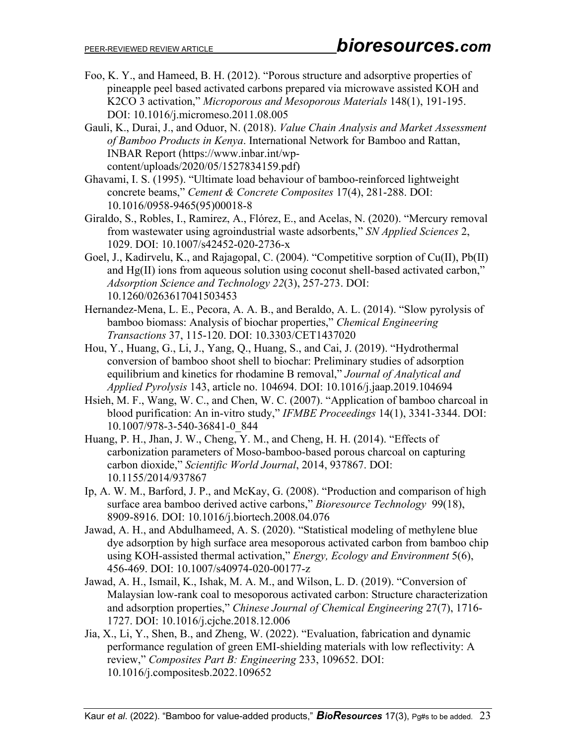Foo, K. Y., and Hameed, B. H. (2012). "Porous structure and adsorptive properties of pineapple peel based activated carbons prepared via microwave assisted KOH and K2CO 3 activation," *Microporous and Mesoporous Materials* 148(1), 191-195. DOI: 10.1016/j.micromeso.2011.08.005

Gauli, K., Durai, J., and Oduor, N. (2018). *Value Chain Analysis and Market Assessment of Bamboo Products in Kenya*. International Network for Bamboo and Rattan, INBAR Report (https://www.inbar.int/wp-content/uploads/2020/05/1527834159.pdf)

Ghavami, I. S. (1995). "Ultimate load behaviour of bamboo-reinforced lightweight concrete beams," *Cement & Concrete Composites* 17(4), 281-288. DOI: 10.1016/0958-9465(95)00018-8

Giraldo, S., Robles, I., Ramirez, A., Flórez, E., and Acelas, N. (2020). "Mercury removal from wastewater using agroindustrial waste adsorbents," *SN Applied Sciences* 2, 1029. DOI: 10.1007/s42452-020-2736-x

Goel, J., Kadirvelu, K., and Rajagopal, C. (2004). "Competitive sorption of Cu(II), Pb(II) and Hg(II) ions from aqueous solution using coconut shell-based activated carbon," *Adsorption Science and Technology 22*(3), 257-273. DOI: 10.1260/0263617041503453

Hernandez-Mena, L. E., Pecora, A. A. B., and Beraldo, A. L. (2014). "Slow pyrolysis of bamboo biomass: Analysis of biochar properties," *Chemical Engineering Transactions* 37, 115-120. DOI: 10.3303/CET1437020

Hou, Y., Huang, G., Li, J., Yang, Q., Huang, S., and Cai, J. (2019). "Hydrothermal conversion of bamboo shoot shell to biochar: Preliminary studies of adsorption equilibrium and kinetics for rhodamine B removal," *Journal of Analytical and Applied Pyrolysis* 143, article no. 104694. DOI: 10.1016/j.jaap.2019.104694

Hsieh, M. F., Wang, W. C., and Chen, W. C. (2007). "Application of bamboo charcoal in blood purification: An in-vitro study," *IFMBE Proceedings* 14(1), 3341-3344. DOI: 10.1007/978-3-540-36841-0_844

Huang, P. H., Jhan, J. W., Cheng, Y. M., and Cheng, H. H. (2014). "Effects of carbonization parameters of Moso-bamboo-based porous charcoal on capturing carbon dioxide," *Scientific World Journal*, 2014, 937867. DOI: 10.1155/2014/937867

Ip, A. W. M., Barford, J. P., and McKay, G. (2008). "Production and comparison of high surface area bamboo derived active carbons," *Bioresource Technology* 99(18), 8909-8916. DOI: 10.1016/j.biortech.2008.04.076

Jawad, A. H., and Abdulhameed, A. S. (2020). "Statistical modeling of methylene blue dye adsorption by high surface area mesoporous activated carbon from bamboo chip using KOH-assisted thermal activation," *Energy, Ecology and Environment* 5(6), 456-469. DOI: 10.1007/s40974-020-00177-z

Jawad, A. H., Ismail, K., Ishak, M. A. M., and Wilson, L. D. (2019). "Conversion of Malaysian low-rank coal to mesoporous activated carbon: Structure characterization and adsorption properties," *Chinese Journal of Chemical Engineering* 27(7), 1716-1727. DOI: 10.1016/j.cjche.2018.12.006

Jia, X., Li, Y., Shen, B., and Zheng, W. (2022). "Evaluation, fabrication and dynamic performance regulation of green EMI-shielding materials with low reflectivity: A review," *Composites Part B: Engineering* 233, 109652. DOI: 10.1016/j.compositesb.2022.109652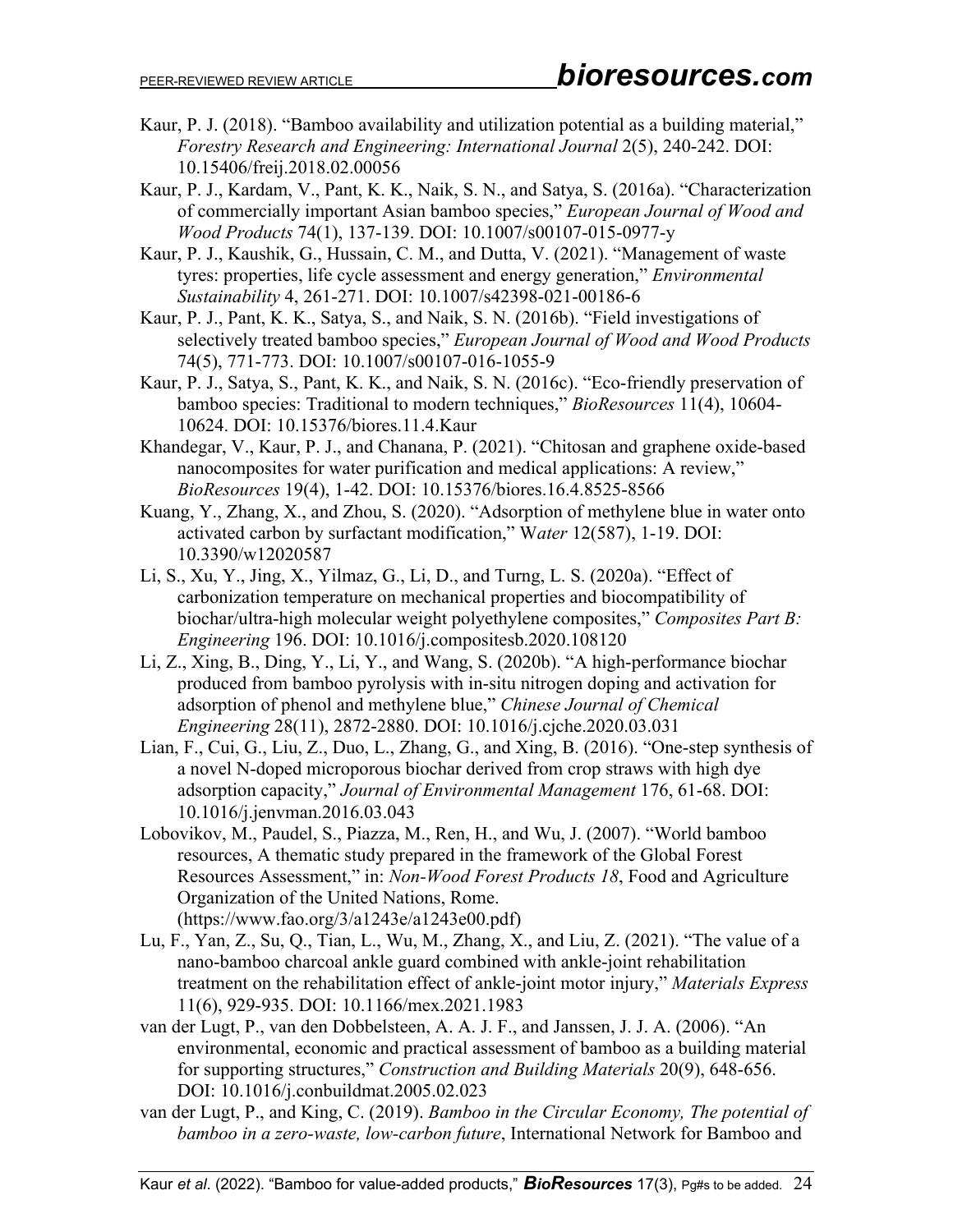Kaur, P. J. (2018). "Bamboo availability and utilization potential as a building material," *Forestry Research and Engineering: International Journal* 2(5), 240-242. DOI: 10.15406/freij.2018.02.00056

Kaur, P. J., Kardam, V., Pant, K. K., Naik, S. N., and Satya, S. (2016a). "Characterization of commercially important Asian bamboo species," *European Journal of Wood and Wood Products* 74(1), 137-139. DOI: 10.1007/s00107-015-0977-y

Kaur, P. J., Kaushik, G., Hussain, C. M., and Dutta, V. (2021). "Management of waste tyres: properties, life cycle assessment and energy generation," *Environmental Sustainability* 4, 261-271. DOI: 10.1007/s42398-021-00186-6

Kaur, P. J., Pant, K. K., Satya, S., and Naik, S. N. (2016b). "Field investigations of selectively treated bamboo species," *European Journal of Wood and Wood Products* 74(5), 771-773. DOI: 10.1007/s00107-016-1055-9

Kaur, P. J., Satya, S., Pant, K. K., and Naik, S. N. (2016c). "Eco-friendly preservation of bamboo species: Traditional to modern techniques," *BioResources* 11(4), 10604-10624. DOI: 10.15376/biores.11.4.Kaur

Khandegar, V., Kaur, P. J., and Chanana, P. (2021). "Chitosan and graphene oxide-based nanocomposites for water purification and medical applications: A review," *BioResources* 19(4), 1-42. DOI: 10.15376/biores.16.4.8525-8566

Kuang, Y., Zhang, X., and Zhou, S. (2020). "Adsorption of methylene blue in water onto activated carbon by surfactant modification," W*ater* 12(587), 1-19. DOI: 10.3390/w12020587

Li, S., Xu, Y., Jing, X., Yilmaz, G., Li, D., and Turng, L. S. (2020a). "Effect of carbonization temperature on mechanical properties and biocompatibility of biochar/ultra-high molecular weight polyethylene composites," *Composites Part B: Engineering* 196. DOI: 10.1016/j.compositesb.2020.108120

Li, Z., Xing, B., Ding, Y., Li, Y., and Wang, S. (2020b). "A high-performance biochar produced from bamboo pyrolysis with in-situ nitrogen doping and activation for adsorption of phenol and methylene blue," *Chinese Journal of Chemical Engineering* 28(11), 2872-2880. DOI: 10.1016/j.cjche.2020.03.031

Lian, F., Cui, G., Liu, Z., Duo, L., Zhang, G., and Xing, B. (2016). "One-step synthesis of a novel N-doped microporous biochar derived from crop straws with high dye adsorption capacity," *Journal of Environmental Management* 176, 61-68. DOI: 10.1016/j.jenvman.2016.03.043

Lobovikov, M., Paudel, S., Piazza, M., Ren, H., and Wu, J. (2007). "World bamboo resources, A thematic study prepared in the framework of the Global Forest Resources Assessment," in: *Non-Wood Forest Products 18*, Food and Agriculture Organization of the United Nations, Rome. (https://www.fao.org/3/a1243e/a1243e00.pdf)

Lu, F., Yan, Z., Su, Q., Tian, L., Wu, M., Zhang, X., and Liu, Z. (2021). "The value of a nano-bamboo charcoal ankle guard combined with ankle-joint rehabilitation treatment on the rehabilitation effect of ankle-joint motor injury," *Materials Express* 11(6), 929-935. DOI: 10.1166/mex.2021.1983

van der Lugt, P., van den Dobbelsteen, A. A. J. F., and Janssen, J. J. A. (2006). "An environmental, economic and practical assessment of bamboo as a building material for supporting structures," *Construction and Building Materials* 20(9), 648-656. DOI: 10.1016/j.conbuildmat.2005.02.023

van der Lugt, P., and King, C. (2019). *Bamboo in the Circular Economy, The potential of bamboo in a zero-waste, low-carbon future*, International Network for Bamboo and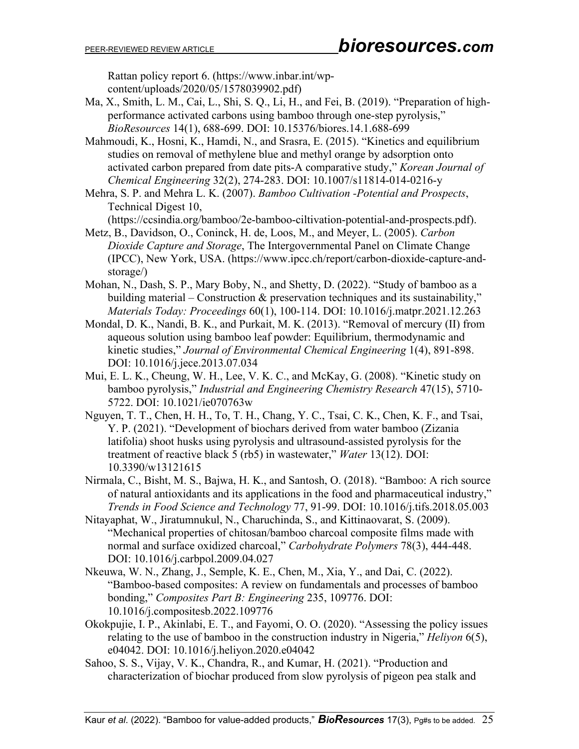Rattan policy report 6. (https://www.inbar.int/wp-content/uploads/2020/05/1578039902.pdf)

Ma, X., Smith, L. M., Cai, L., Shi, S. Q., Li, H., and Fei, B. (2019). "Preparation of high-performance activated carbons using bamboo through one-step pyrolysis," *BioResources* 14(1), 688-699. DOI: 10.15376/biores.14.1.688-699

Mahmoudi, K., Hosni, K., Hamdi, N., and Srasra, E. (2015). "Kinetics and equilibrium studies on removal of methylene blue and methyl orange by adsorption onto activated carbon prepared from date pits-A comparative study," *Korean Journal of Chemical Engineering* 32(2), 274-283. DOI: 10.1007/s11814-014-0216-y

Mehra, S. P. and Mehra L. K. (2007). *Bamboo Cultivation -Potential and Prospects*, Technical Digest 10, (https://ccsindia.org/bamboo/2e-bamboo-ciltivation-potential-and-prospects.pdf).

Metz, B., Davidson, O., Coninck, H. de, Loos, M., and Meyer, L. (2005). *Carbon Dioxide Capture and Storage*, The Intergovernmental Panel on Climate Change (IPCC), New York, USA. (https://www.ipcc.ch/report/carbon-dioxide-capture-and-storage/)

Mohan, N., Dash, S. P., Mary Boby, N., and Shetty, D. (2022). "Study of bamboo as a building material – Construction & preservation techniques and its sustainability," *Materials Today: Proceedings* 60(1), 100-114. DOI: 10.1016/j.matpr.2021.12.263

Mondal, D. K., Nandi, B. K., and Purkait, M. K. (2013). "Removal of mercury (II) from aqueous solution using bamboo leaf powder: Equilibrium, thermodynamic and kinetic studies," *Journal of Environmental Chemical Engineering* 1(4), 891-898. DOI: 10.1016/j.jece.2013.07.034

Mui, E. L. K., Cheung, W. H., Lee, V. K. C., and McKay, G. (2008). "Kinetic study on bamboo pyrolysis," *Industrial and Engineering Chemistry Research* 47(15), 5710-5722. DOI: 10.1021/ie070763w

Nguyen, T. T., Chen, H. H., To, T. H., Chang, Y. C., Tsai, C. K., Chen, K. F., and Tsai, Y. P. (2021). "Development of biochars derived from water bamboo (Zizania latifolia) shoot husks using pyrolysis and ultrasound-assisted pyrolysis for the treatment of reactive black 5 (rb5) in wastewater," *Water* 13(12). DOI: 10.3390/w13121615

Nirmala, C., Bisht, M. S., Bajwa, H. K., and Santosh, O. (2018). "Bamboo: A rich source of natural antioxidants and its applications in the food and pharmaceutical industry," *Trends in Food Science and Technology* 77, 91-99. DOI: 10.1016/j.tifs.2018.05.003

Nitayaphat, W., Jiratumnukul, N., Charuchinda, S., and Kittinaovarat, S. (2009). "Mechanical properties of chitosan/bamboo charcoal composite films made with normal and surface oxidized charcoal," *Carbohydrate Polymers* 78(3), 444-448. DOI: 10.1016/j.carbpol.2009.04.027

Nkeuwa, W. N., Zhang, J., Semple, K. E., Chen, M., Xia, Y., and Dai, C. (2022). "Bamboo-based composites: A review on fundamentals and processes of bamboo bonding," *Composites Part B: Engineering* 235, 109776. DOI: 10.1016/j.compositesb.2022.109776

Okokpujie, I. P., Akinlabi, E. T., and Fayomi, O. O. (2020). "Assessing the policy issues relating to the use of bamboo in the construction industry in Nigeria," *Heliyon* 6(5), e04042. DOI: 10.1016/j.heliyon.2020.e04042

Sahoo, S. S., Vijay, V. K., Chandra, R., and Kumar, H. (2021). "Production and characterization of biochar produced from slow pyrolysis of pigeon pea stalk and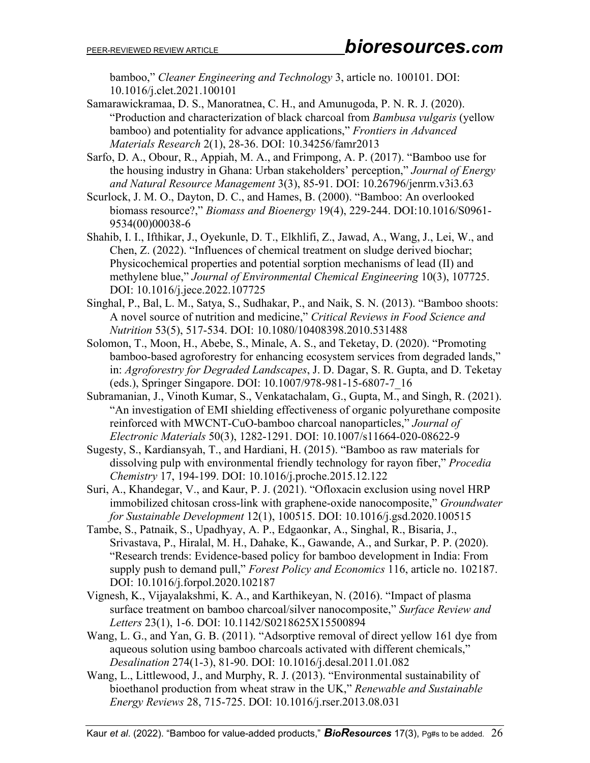bamboo," *Cleaner Engineering and Technology* 3, article no. 100101. DOI: 10.1016/j.clet.2021.100101

Samarawickramaa, D. S., Manoratnea, C. H., and Amunugoda, P. N. R. J. (2020). "Production and characterization of black charcoal from *Bambusa vulgaris* (yellow bamboo) and potentiality for advance applications," *Frontiers in Advanced Materials Research* 2(1), 28-36. DOI: 10.34256/famr2013

Sarfo, D. A., Obour, R., Appiah, M. A., and Frimpong, A. P. (2017). "Bamboo use for the housing industry in Ghana: Urban stakeholders' perception," *Journal of Energy and Natural Resource Management* 3(3), 85-91. DOI: 10.26796/jenrm.v3i3.63

Scurlock, J. M. O., Dayton, D. C., and Hames, B. (2000). "Bamboo: An overlooked biomass resource?," *Biomass and Bioenergy* 19(4), 229-244. DOI:10.1016/S0961-9534(00)00038-6

Shahib, I. I., Ifthikar, J., Oyekunle, D. T., Elkhlifi, Z., Jawad, A., Wang, J., Lei, W., and Chen, Z. (2022). "Influences of chemical treatment on sludge derived biochar; Physicochemical properties and potential sorption mechanisms of lead (II) and methylene blue," *Journal of Environmental Chemical Engineering* 10(3), 107725. DOI: 10.1016/j.jece.2022.107725

Singhal, P., Bal, L. M., Satya, S., Sudhakar, P., and Naik, S. N. (2013). "Bamboo shoots: A novel source of nutrition and medicine," *Critical Reviews in Food Science and Nutrition* 53(5), 517-534. DOI: 10.1080/10408398.2010.531488

Solomon, T., Moon, H., Abebe, S., Minale, A. S., and Teketay, D. (2020). "Promoting bamboo-based agroforestry for enhancing ecosystem services from degraded lands," in: *Agroforestry for Degraded Landscapes*, J. D. Dagar, S. R. Gupta, and D. Teketay (eds.), Springer Singapore. DOI: 10.1007/978-981-15-6807-7_16

Subramanian, J., Vinoth Kumar, S., Venkatachalam, G., Gupta, M., and Singh, R. (2021). "An investigation of EMI shielding effectiveness of organic polyurethane composite reinforced with MWCNT-CuO-bamboo charcoal nanoparticles," *Journal of Electronic Materials* 50(3), 1282-1291. DOI: 10.1007/s11664-020-08622-9

Sugesty, S., Kardiansyah, T., and Hardiani, H. (2015). "Bamboo as raw materials for dissolving pulp with environmental friendly technology for rayon fiber," *Procedia Chemistry* 17, 194-199. DOI: 10.1016/j.proche.2015.12.122

Suri, A., Khandegar, V., and Kaur, P. J. (2021). "Ofloxacin exclusion using novel HRP immobilized chitosan cross-link with graphene-oxide nanocomposite," *Groundwater for Sustainable Development* 12(1), 100515. DOI: 10.1016/j.gsd.2020.100515

Tambe, S., Patnaik, S., Upadhyay, A. P., Edgaonkar, A., Singhal, R., Bisaria, J., Srivastava, P., Hiralal, M. H., Dahake, K., Gawande, A., and Surkar, P. P. (2020). "Research trends: Evidence-based policy for bamboo development in India: From supply push to demand pull," *Forest Policy and Economics* 116, article no. 102187. DOI: 10.1016/j.forpol.2020.102187

Vignesh, K., Vijayalakshmi, K. A., and Karthikeyan, N. (2016). "Impact of plasma surface treatment on bamboo charcoal/silver nanocomposite," *Surface Review and Letters* 23(1), 1-6. DOI: 10.1142/S0218625X15500894

Wang, L. G., and Yan, G. B. (2011). "Adsorptive removal of direct yellow 161 dye from aqueous solution using bamboo charcoals activated with different chemicals," *Desalination* 274(1-3), 81-90. DOI: 10.1016/j.desal.2011.01.082

Wang, L., Littlewood, J., and Murphy, R. J. (2013). "Environmental sustainability of bioethanol production from wheat straw in the UK," *Renewable and Sustainable Energy Reviews* 28, 715-725. DOI: 10.1016/j.rser.2013.08.031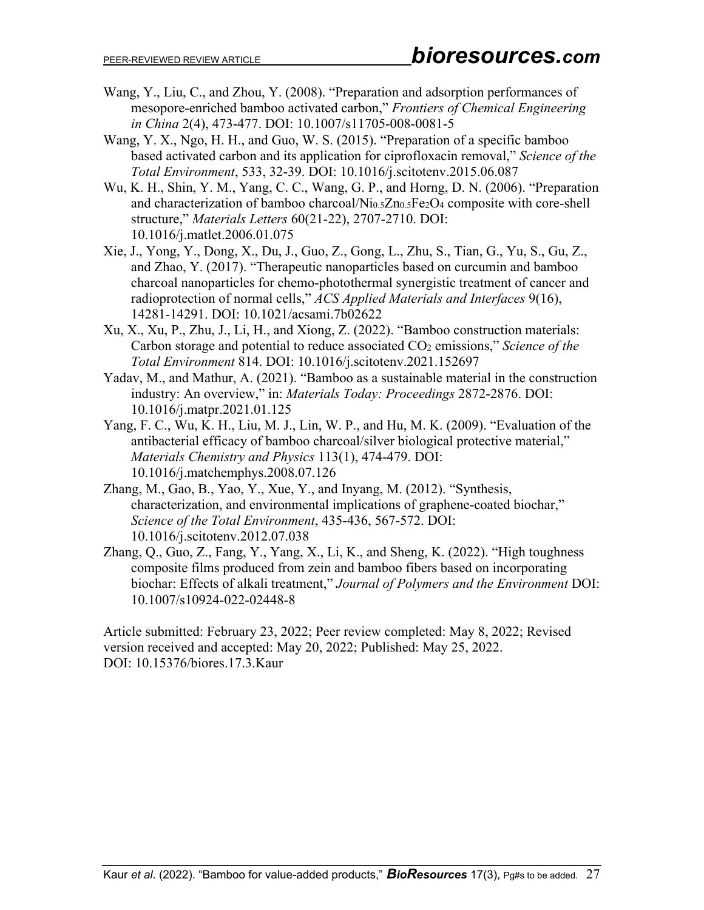Wang, Y., Liu, C., and Zhou, Y. (2008). "Preparation and adsorption performances of mesopore-enriched bamboo activated carbon," *Frontiers of Chemical Engineering in China* 2(4), 473-477. DOI: 10.1007/s11705-008-0081-5

Wang, Y. X., Ngo, H. H., and Guo, W. S. (2015). "Preparation of a specific bamboo based activated carbon and its application for ciprofloxacin removal," *Science of the Total Environment*, 533, 32-39. DOI: 10.1016/j.scitotenv.2015.06.087

Wu, K. H., Shin, Y. M., Yang, C. C., Wang, G. P., and Horng, D. N. (2006). "Preparation and characterization of bamboo charcoal/$Ni_{0.5}Zn_{0.5}Fe_2O_4$ composite with core-shell structure," *Materials Letters* 60(21-22), 2707-2710. DOI: 10.1016/j.matlet.2006.01.075

Xie, J., Yong, Y., Dong, X., Du, J., Guo, Z., Gong, L., Zhu, S., Tian, G., Yu, S., Gu, Z., and Zhao, Y. (2017). "Therapeutic nanoparticles based on curcumin and bamboo charcoal nanoparticles for chemo-photothermal synergistic treatment of cancer and radioprotection of normal cells," *ACS Applied Materials and Interfaces* 9(16), 14281-14291. DOI: 10.1021/acsami.7b02622

Xu, X., Xu, P., Zhu, J., Li, H., and Xiong, Z. (2022). "Bamboo construction materials: Carbon storage and potential to reduce associated $CO_2$ emissions," *Science of the Total Environment* 814. DOI: 10.1016/j.scitotenv.2021.152697

Yadav, M., and Mathur, A. (2021). "Bamboo as a sustainable material in the construction industry: An overview," in: *Materials Today: Proceedings* 2872-2876. DOI: 10.1016/j.matpr.2021.01.125

Yang, F. C., Wu, K. H., Liu, M. J., Lin, W. P., and Hu, M. K. (2009). "Evaluation of the antibacterial efficacy of bamboo charcoal/silver biological protective material," *Materials Chemistry and Physics* 113(1), 474-479. DOI: 10.1016/j.matchemphys.2008.07.126

Zhang, M., Gao, B., Yao, Y., Xue, Y., and Inyang, M. (2012). "Synthesis, characterization, and environmental implications of graphene-coated biochar," *Science of the Total Environment*, 435-436, 567-572. DOI: 10.1016/j.scitotenv.2012.07.038

Zhang, Q., Guo, Z., Fang, Y., Yang, X., Li, K., and Sheng, K. (2022). "High toughness composite films produced from zein and bamboo fibers based on incorporating biochar: Effects of alkali treatment," *Journal of Polymers and the Environment* DOI: 10.1007/s10924-022-02448-8

Article submitted: February 23, 2022; Peer review completed: May 8, 2022; Revised version received and accepted: May 20, 2022; Published: May 25, 2022.
DOI: 10.15376/biores.17.3.Kaur